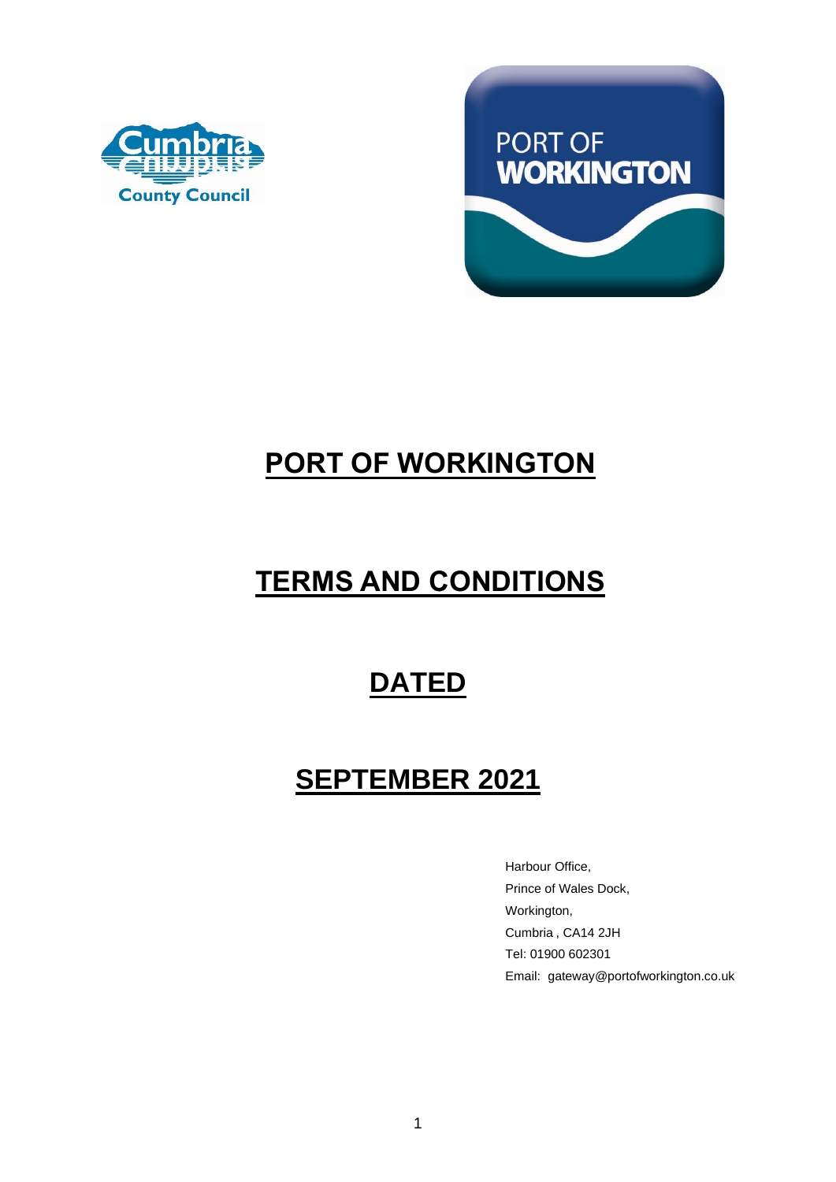# PORT OF WORKINGTON

# TERMS AND CONDITIONS

# DATED

# SEPTEMBER 2021

Harbour Office,
Prince of Wales Dock,
Workington,
Cumbria , CA14 2JH
Tel: 01900 602301
Email: gateway@portofworkington.co.uk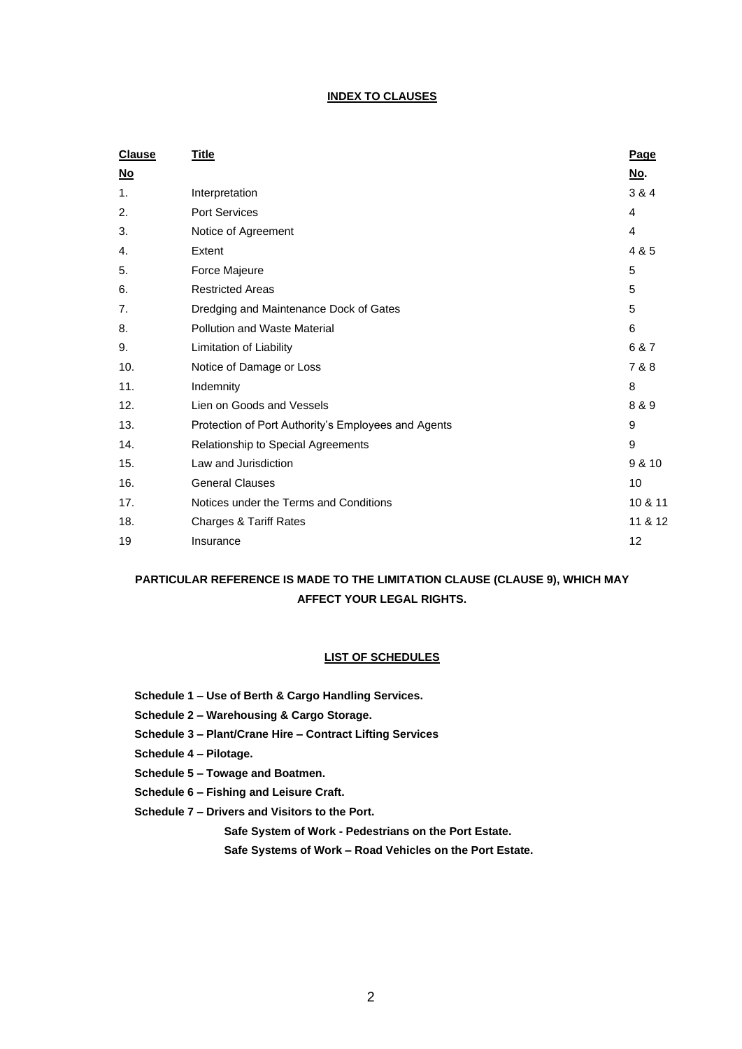## INDEX TO CLAUSES

| Clause No | Title | Page No. |
|---|---|---|
| 1. | Interpretation | 3 & 4 |
| 2. | Port Services | 4 |
| 3. | Notice of Agreement | 4 |
| 4. | Extent | 4 & 5 |
| 5. | Force Majeure | 5 |
| 6. | Restricted Areas | 5 |
| 7. | Dredging and Maintenance Dock of Gates | 5 |
| 8. | Pollution and Waste Material | 6 |
| 9. | Limitation of Liability | 6 & 7 |
| 10. | Notice of Damage or Loss | 7 & 8 |
| 11. | Indemnity | 8 |
| 12. | Lien on Goods and Vessels | 8 & 9 |
| 13. | Protection of Port Authority's Employees and Agents | 9 |
| 14. | Relationship to Special Agreements | 9 |
| 15. | Law and Jurisdiction | 9 & 10 |
| 16. | General Clauses | 10 |
| 17. | Notices under the Terms and Conditions | 10 & 11 |
| 18. | Charges & Tariff Rates | 11 & 12 |
| 19 | Insurance | 12 |

**PARTICULAR REFERENCE IS MADE TO THE LIMITATION CLAUSE (CLAUSE 9), WHICH MAY AFFECT YOUR LEGAL RIGHTS.**

## LIST OF SCHEDULES

**Schedule 1 – Use of Berth & Cargo Handling Services.**

**Schedule 2 – Warehousing & Cargo Storage.**

**Schedule 3 – Plant/Crane Hire – Contract Lifting Services**

**Schedule 4 – Pilotage.**

**Schedule 5 – Towage and Boatmen.**

**Schedule 6 – Fishing and Leisure Craft.**

**Schedule 7 – Drivers and Visitors to the Port.**

**Safe System of Work - Pedestrians on the Port Estate.**

**Safe Systems of Work – Road Vehicles on the Port Estate.**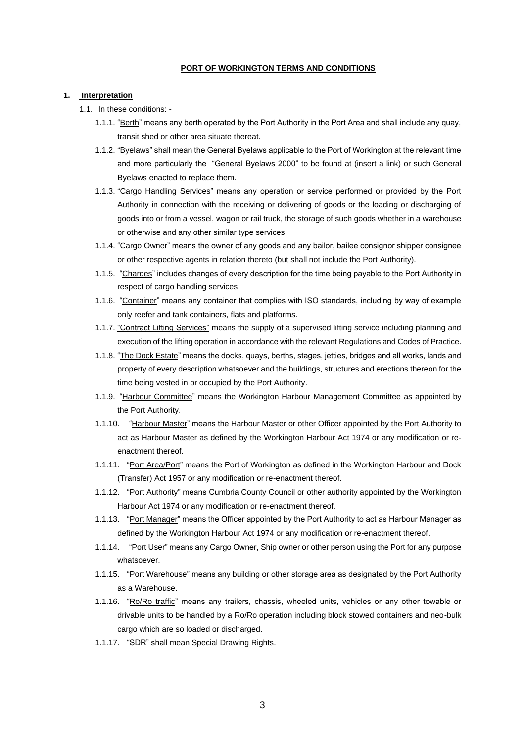**PORT OF WORKINGTON TERMS AND CONDITIONS**

**1. Interpretation**

1.1. In these conditions: -

1.1.1. "Berth" means any berth operated by the Port Authority in the Port Area and shall include any quay, transit shed or other area situate thereat.

1.1.2. "Byelaws" shall mean the General Byelaws applicable to the Port of Workington at the relevant time and more particularly the "General Byelaws 2000" to be found at (insert a link) or such General Byelaws enacted to replace them.

1.1.3. "Cargo Handling Services" means any operation or service performed or provided by the Port Authority in connection with the receiving or delivering of goods or the loading or discharging of goods into or from a vessel, wagon or rail truck, the storage of such goods whether in a warehouse or otherwise and any other similar type services.

1.1.4. "Cargo Owner" means the owner of any goods and any bailor, bailee consignor shipper consignee or other respective agents in relation thereto (but shall not include the Port Authority).

1.1.5. "Charges" includes changes of every description for the time being payable to the Port Authority in respect of cargo handling services.

1.1.6. "Container" means any container that complies with ISO standards, including by way of example only reefer and tank containers, flats and platforms.

1.1.7. "Contract Lifting Services" means the supply of a supervised lifting service including planning and execution of the lifting operation in accordance with the relevant Regulations and Codes of Practice.

1.1.8. "The Dock Estate" means the docks, quays, berths, stages, jetties, bridges and all works, lands and property of every description whatsoever and the buildings, structures and erections thereon for the time being vested in or occupied by the Port Authority.

1.1.9. "Harbour Committee" means the Workington Harbour Management Committee as appointed by the Port Authority.

1.1.10. "Harbour Master" means the Harbour Master or other Officer appointed by the Port Authority to act as Harbour Master as defined by the Workington Harbour Act 1974 or any modification or re-enactment thereof.

1.1.11. "Port Area/Port" means the Port of Workington as defined in the Workington Harbour and Dock (Transfer) Act 1957 or any modification or re-enactment thereof.

1.1.12. "Port Authority" means Cumbria County Council or other authority appointed by the Workington Harbour Act 1974 or any modification or re-enactment thereof.

1.1.13. "Port Manager" means the Officer appointed by the Port Authority to act as Harbour Manager as defined by the Workington Harbour Act 1974 or any modification or re-enactment thereof.

1.1.14. "Port User" means any Cargo Owner, Ship owner or other person using the Port for any purpose whatsoever.

1.1.15. "Port Warehouse" means any building or other storage area as designated by the Port Authority as a Warehouse.

1.1.16. "Ro/Ro traffic" means any trailers, chassis, wheeled units, vehicles or any other towable or drivable units to be handled by a Ro/Ro operation including block stowed containers and neo-bulk cargo which are so loaded or discharged.

1.1.17. "SDR" shall mean Special Drawing Rights.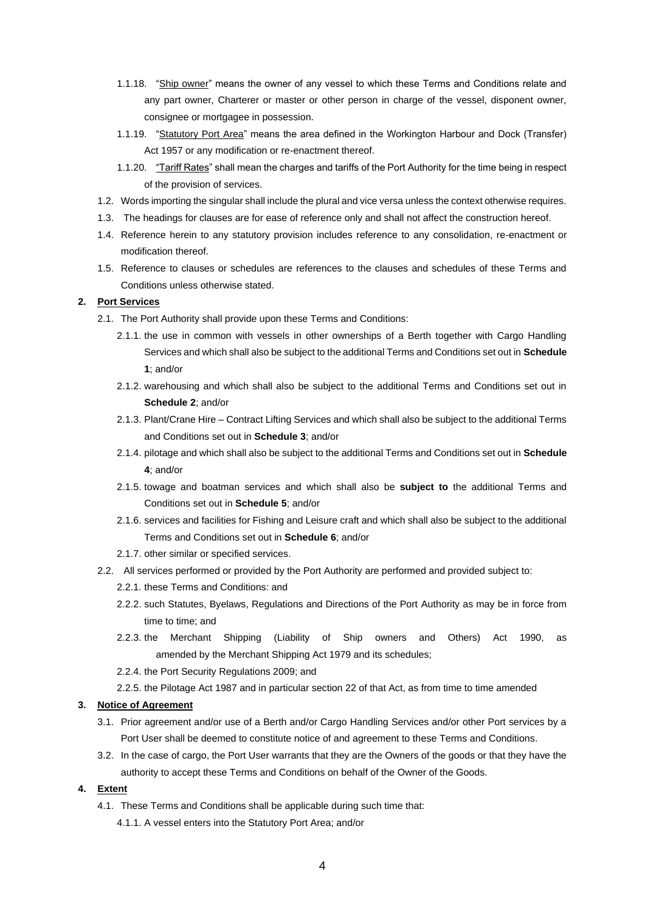1.1.18. "<u>Ship owner</u>" means the owner of any vessel to which these Terms and Conditions relate and any part owner, Charterer or master or other person in charge of the vessel, disponent owner, consignee or mortgagee in possession.

1.1.19. "<u>Statutory Port Area</u>" means the area defined in the Workington Harbour and Dock (Transfer) Act 1957 or any modification or re-enactment thereof.

1.1.20. "<u>Tariff Rates</u>" shall mean the charges and tariffs of the Port Authority for the time being in respect of the provision of services.

1.2. Words importing the singular shall include the plural and vice versa unless the context otherwise requires.

1.3. The headings for clauses are for ease of reference only and shall not affect the construction hereof.

1.4. Reference herein to any statutory provision includes reference to any consolidation, re-enactment or modification thereof.

1.5. Reference to clauses or schedules are references to the clauses and schedules of these Terms and Conditions unless otherwise stated.

**2. <u>Port Services</u>**

2.1. The Port Authority shall provide upon these Terms and Conditions:

2.1.1. the use in common with vessels in other ownerships of a Berth together with Cargo Handling Services and which shall also be subject to the additional Terms and Conditions set out in **Schedule 1**; and/or

2.1.2. warehousing and which shall also be subject to the additional Terms and Conditions set out in **Schedule 2**; and/or

2.1.3. Plant/Crane Hire – Contract Lifting Services and which shall also be subject to the additional Terms and Conditions set out in **Schedule 3**; and/or

2.1.4. pilotage and which shall also be subject to the additional Terms and Conditions set out in **Schedule 4**; and/or

2.1.5. towage and boatman services and which shall also be **subject to** the additional Terms and Conditions set out in **Schedule 5**; and/or

2.1.6. services and facilities for Fishing and Leisure craft and which shall also be subject to the additional Terms and Conditions set out in **Schedule 6**; and/or

2.1.7. other similar or specified services.

2.2. All services performed or provided by the Port Authority are performed and provided subject to:

2.2.1. these Terms and Conditions: and

2.2.2. such Statutes, Byelaws, Regulations and Directions of the Port Authority as may be in force from time to time; and

2.2.3. the Merchant Shipping (Liability of Ship owners and Others) Act 1990, as amended by the Merchant Shipping Act 1979 and its schedules;

2.2.4. the Port Security Regulations 2009; and

2.2.5. the Pilotage Act 1987 and in particular section 22 of that Act, as from time to time amended

**3. <u>Notice of Agreement</u>**

3.1. Prior agreement and/or use of a Berth and/or Cargo Handling Services and/or other Port services by a Port User shall be deemed to constitute notice of and agreement to these Terms and Conditions.

3.2. In the case of cargo, the Port User warrants that they are the Owners of the goods or that they have the authority to accept these Terms and Conditions on behalf of the Owner of the Goods.

**4. <u>Extent</u>**

4.1. These Terms and Conditions shall be applicable during such time that:

4.1.1. A vessel enters into the Statutory Port Area; and/or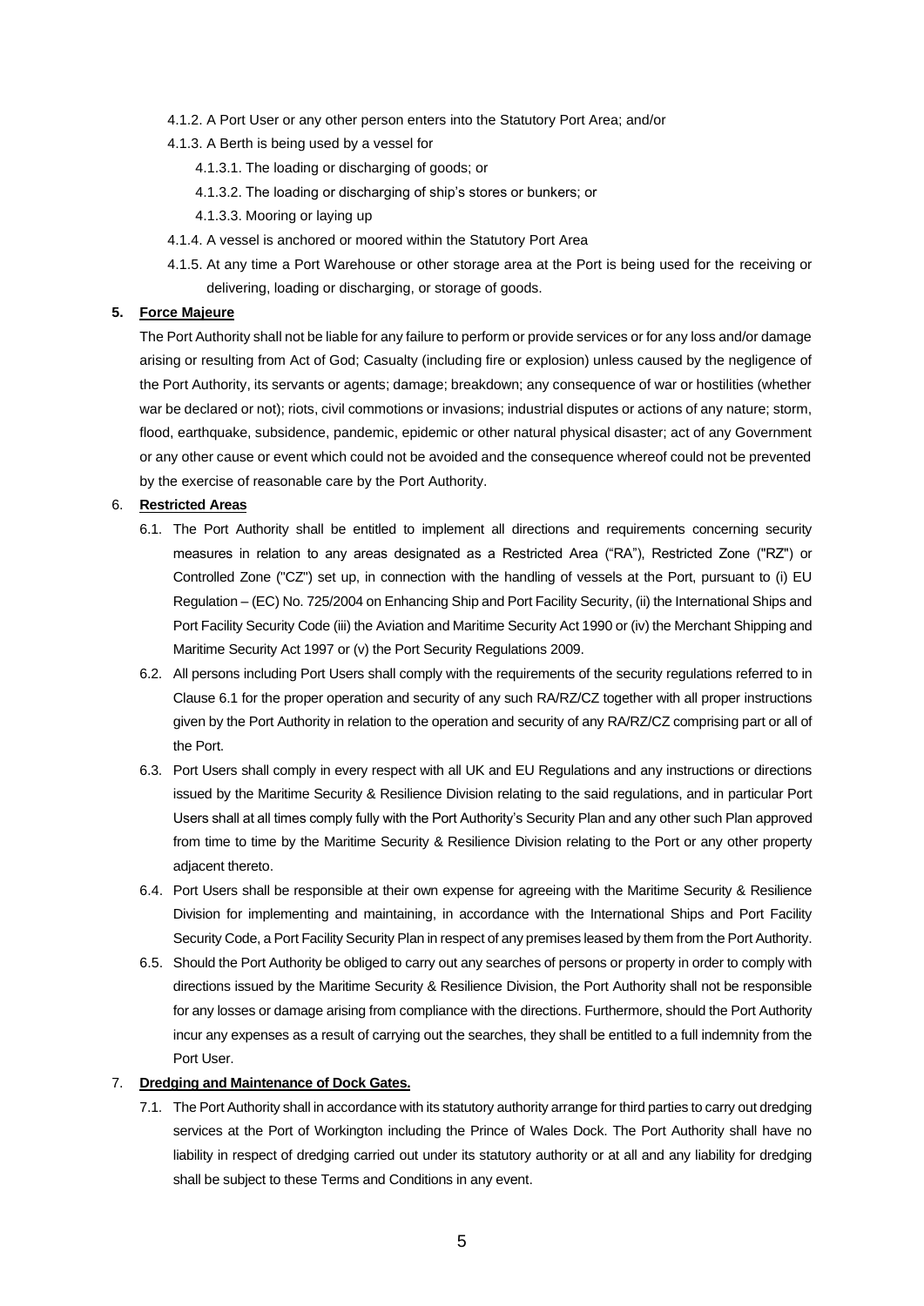4.1.2. A Port User or any other person enters into the Statutory Port Area; and/or

4.1.3. A Berth is being used by a vessel for

4.1.3.1. The loading or discharging of goods; or

4.1.3.2. The loading or discharging of ship's stores or bunkers; or

4.1.3.3. Mooring or laying up

4.1.4. A vessel is anchored or moored within the Statutory Port Area

4.1.5. At any time a Port Warehouse or other storage area at the Port is being used for the receiving or delivering, loading or discharging, or storage of goods.

**5. Force Majeure**

The Port Authority shall not be liable for any failure to perform or provide services or for any loss and/or damage arising or resulting from Act of God; Casualty (including fire or explosion) unless caused by the negligence of the Port Authority, its servants or agents; damage; breakdown; any consequence of war or hostilities (whether war be declared or not); riots, civil commotions or invasions; industrial disputes or actions of any nature; storm, flood, earthquake, subsidence, pandemic, epidemic or other natural physical disaster; act of any Government or any other cause or event which could not be avoided and the consequence whereof could not be prevented by the exercise of reasonable care by the Port Authority.

6. **Restricted Areas**

6.1. The Port Authority shall be entitled to implement all directions and requirements concerning security measures in relation to any areas designated as a Restricted Area ("RA"), Restricted Zone ("RZ") or Controlled Zone ("CZ") set up, in connection with the handling of vessels at the Port, pursuant to (i) EU Regulation – (EC) No. 725/2004 on Enhancing Ship and Port Facility Security, (ii) the International Ships and Port Facility Security Code (iii) the Aviation and Maritime Security Act 1990 or (iv) the Merchant Shipping and Maritime Security Act 1997 or (v) the Port Security Regulations 2009.

6.2. All persons including Port Users shall comply with the requirements of the security regulations referred to in Clause 6.1 for the proper operation and security of any such RA/RZ/CZ together with all proper instructions given by the Port Authority in relation to the operation and security of any RA/RZ/CZ comprising part or all of the Port.

6.3. Port Users shall comply in every respect with all UK and EU Regulations and any instructions or directions issued by the Maritime Security & Resilience Division relating to the said regulations, and in particular Port Users shall at all times comply fully with the Port Authority's Security Plan and any other such Plan approved from time to time by the Maritime Security & Resilience Division relating to the Port or any other property adjacent thereto.

6.4. Port Users shall be responsible at their own expense for agreeing with the Maritime Security & Resilience Division for implementing and maintaining, in accordance with the International Ships and Port Facility Security Code, a Port Facility Security Plan in respect of any premises leased by them from the Port Authority.

6.5. Should the Port Authority be obliged to carry out any searches of persons or property in order to comply with directions issued by the Maritime Security & Resilience Division, the Port Authority shall not be responsible for any losses or damage arising from compliance with the directions. Furthermore, should the Port Authority incur any expenses as a result of carrying out the searches, they shall be entitled to a full indemnity from the Port User.

7. **Dredging and Maintenance of Dock Gates.**

7.1. The Port Authority shall in accordance with its statutory authority arrange for third parties to carry out dredging services at the Port of Workington including the Prince of Wales Dock. The Port Authority shall have no liability in respect of dredging carried out under its statutory authority or at all and any liability for dredging shall be subject to these Terms and Conditions in any event.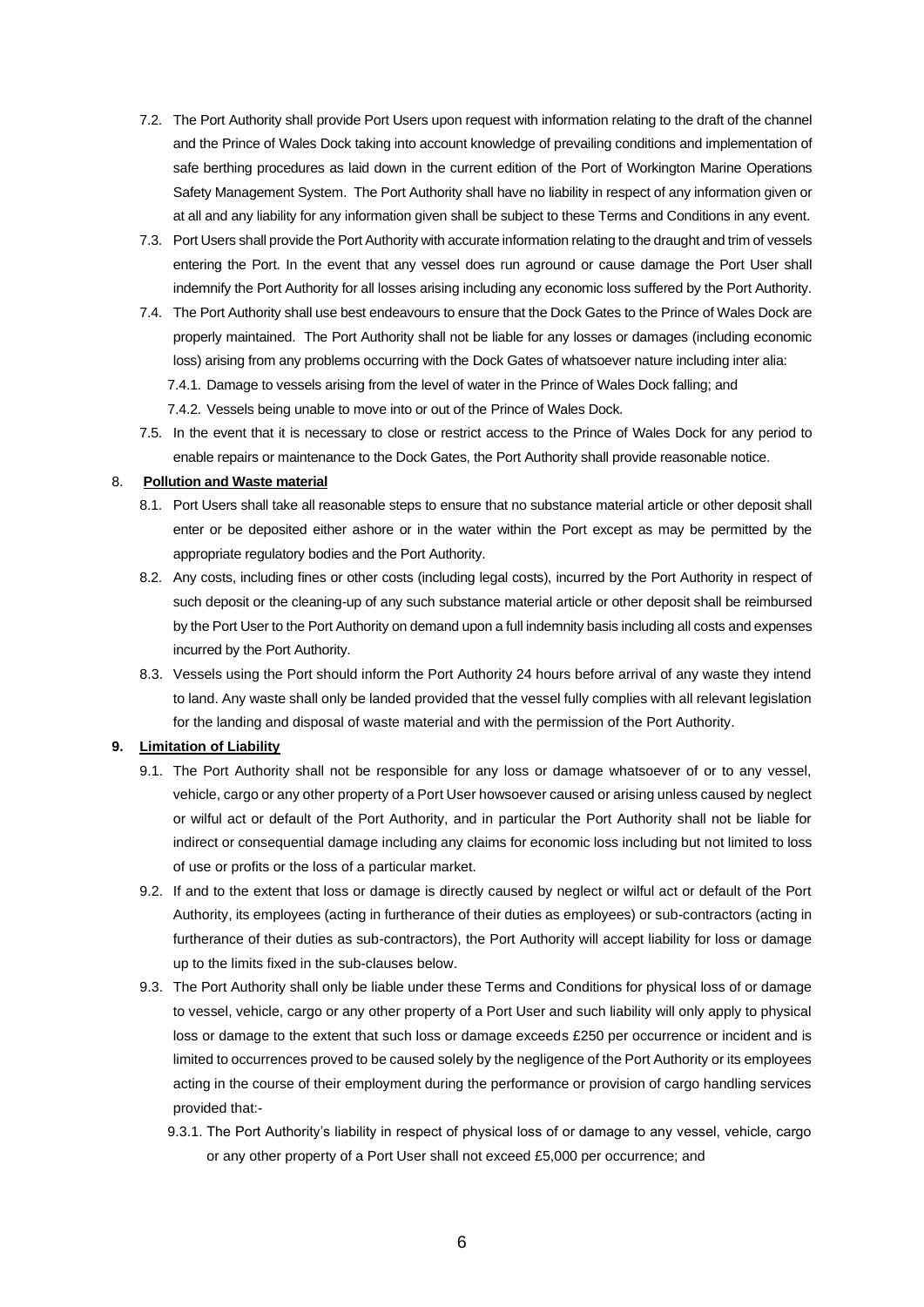7.2. The Port Authority shall provide Port Users upon request with information relating to the draft of the channel and the Prince of Wales Dock taking into account knowledge of prevailing conditions and implementation of safe berthing procedures as laid down in the current edition of the Port of Workington Marine Operations Safety Management System. The Port Authority shall have no liability in respect of any information given or at all and any liability for any information given shall be subject to these Terms and Conditions in any event.

7.3. Port Users shall provide the Port Authority with accurate information relating to the draught and trim of vessels entering the Port. In the event that any vessel does run aground or cause damage the Port User shall indemnify the Port Authority for all losses arising including any economic loss suffered by the Port Authority.

7.4. The Port Authority shall use best endeavours to ensure that the Dock Gates to the Prince of Wales Dock are properly maintained. The Port Authority shall not be liable for any losses or damages (including economic loss) arising from any problems occurring with the Dock Gates of whatsoever nature including inter alia:

7.4.1. Damage to vessels arising from the level of water in the Prince of Wales Dock falling; and

7.4.2. Vessels being unable to move into or out of the Prince of Wales Dock.

7.5. In the event that it is necessary to close or restrict access to the Prince of Wales Dock for any period to enable repairs or maintenance to the Dock Gates, the Port Authority shall provide reasonable notice.

## 8. Pollution and Waste material

8.1. Port Users shall take all reasonable steps to ensure that no substance material article or other deposit shall enter or be deposited either ashore or in the water within the Port except as may be permitted by the appropriate regulatory bodies and the Port Authority.

8.2. Any costs, including fines or other costs (including legal costs), incurred by the Port Authority in respect of such deposit or the cleaning-up of any such substance material article or other deposit shall be reimbursed by the Port User to the Port Authority on demand upon a full indemnity basis including all costs and expenses incurred by the Port Authority.

8.3. Vessels using the Port should inform the Port Authority 24 hours before arrival of any waste they intend to land. Any waste shall only be landed provided that the vessel fully complies with all relevant legislation for the landing and disposal of waste material and with the permission of the Port Authority.

## 9. Limitation of Liability

9.1. The Port Authority shall not be responsible for any loss or damage whatsoever of or to any vessel, vehicle, cargo or any other property of a Port User howsoever caused or arising unless caused by neglect or wilful act or default of the Port Authority, and in particular the Port Authority shall not be liable for indirect or consequential damage including any claims for economic loss including but not limited to loss of use or profits or the loss of a particular market.

9.2. If and to the extent that loss or damage is directly caused by neglect or wilful act or default of the Port Authority, its employees (acting in furtherance of their duties as employees) or sub-contractors (acting in furtherance of their duties as sub-contractors), the Port Authority will accept liability for loss or damage up to the limits fixed in the sub-clauses below.

9.3. The Port Authority shall only be liable under these Terms and Conditions for physical loss of or damage to vessel, vehicle, cargo or any other property of a Port User and such liability will only apply to physical loss or damage to the extent that such loss or damage exceeds £250 per occurrence or incident and is limited to occurrences proved to be caused solely by the negligence of the Port Authority or its employees acting in the course of their employment during the performance or provision of cargo handling services provided that:-

9.3.1. The Port Authority's liability in respect of physical loss of or damage to any vessel, vehicle, cargo or any other property of a Port User shall not exceed £5,000 per occurrence; and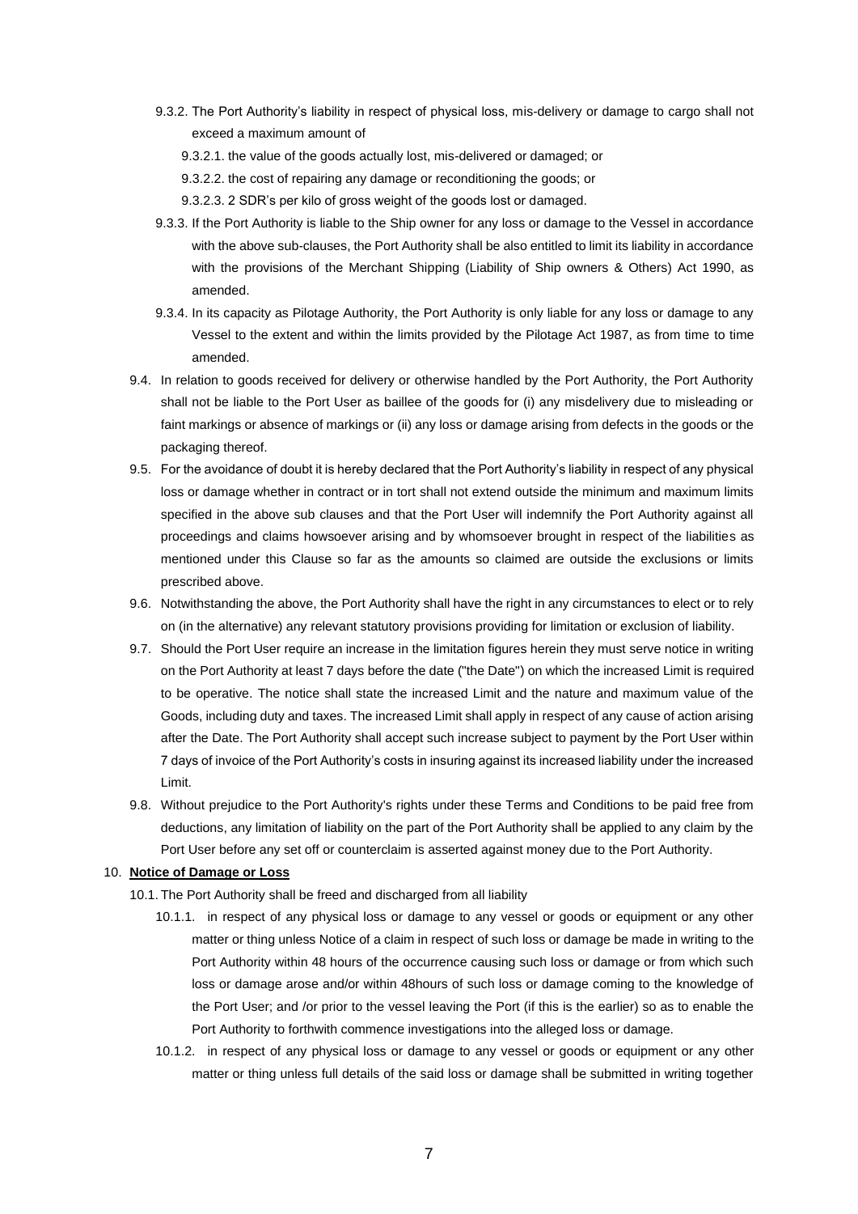9.3.2. The Port Authority's liability in respect of physical loss, mis-delivery or damage to cargo shall not exceed a maximum amount of

9.3.2.1. the value of the goods actually lost, mis-delivered or damaged; or

9.3.2.2. the cost of repairing any damage or reconditioning the goods; or

9.3.2.3. 2 SDR's per kilo of gross weight of the goods lost or damaged.

9.3.3. If the Port Authority is liable to the Ship owner for any loss or damage to the Vessel in accordance with the above sub-clauses, the Port Authority shall be also entitled to limit its liability in accordance with the provisions of the Merchant Shipping (Liability of Ship owners & Others) Act 1990, as amended.

9.3.4. In its capacity as Pilotage Authority, the Port Authority is only liable for any loss or damage to any Vessel to the extent and within the limits provided by the Pilotage Act 1987, as from time to time amended.

9.4. In relation to goods received for delivery or otherwise handled by the Port Authority, the Port Authority shall not be liable to the Port User as baillee of the goods for (i) any misdelivery due to misleading or faint markings or absence of markings or (ii) any loss or damage arising from defects in the goods or the packaging thereof.

9.5. For the avoidance of doubt it is hereby declared that the Port Authority's liability in respect of any physical loss or damage whether in contract or in tort shall not extend outside the minimum and maximum limits specified in the above sub clauses and that the Port User will indemnify the Port Authority against all proceedings and claims howsoever arising and by whomsoever brought in respect of the liabilities as mentioned under this Clause so far as the amounts so claimed are outside the exclusions or limits prescribed above.

9.6. Notwithstanding the above, the Port Authority shall have the right in any circumstances to elect or to rely on (in the alternative) any relevant statutory provisions providing for limitation or exclusion of liability.

9.7. Should the Port User require an increase in the limitation figures herein they must serve notice in writing on the Port Authority at least 7 days before the date ("the Date") on which the increased Limit is required to be operative. The notice shall state the increased Limit and the nature and maximum value of the Goods, including duty and taxes. The increased Limit shall apply in respect of any cause of action arising after the Date. The Port Authority shall accept such increase subject to payment by the Port User within 7 days of invoice of the Port Authority's costs in insuring against its increased liability under the increased Limit.

9.8. Without prejudice to the Port Authority's rights under these Terms and Conditions to be paid free from deductions, any limitation of liability on the part of the Port Authority shall be applied to any claim by the Port User before any set off or counterclaim is asserted against money due to the Port Authority.

## 10. **Notice of Damage or Loss**

10.1. The Port Authority shall be freed and discharged from all liability

10.1.1. in respect of any physical loss or damage to any vessel or goods or equipment or any other matter or thing unless Notice of a claim in respect of such loss or damage be made in writing to the Port Authority within 48 hours of the occurrence causing such loss or damage or from which such loss or damage arose and/or within 48hours of such loss or damage coming to the knowledge of the Port User; and /or prior to the vessel leaving the Port (if this is the earlier) so as to enable the Port Authority to forthwith commence investigations into the alleged loss or damage.

10.1.2. in respect of any physical loss or damage to any vessel or goods or equipment or any other matter or thing unless full details of the said loss or damage shall be submitted in writing together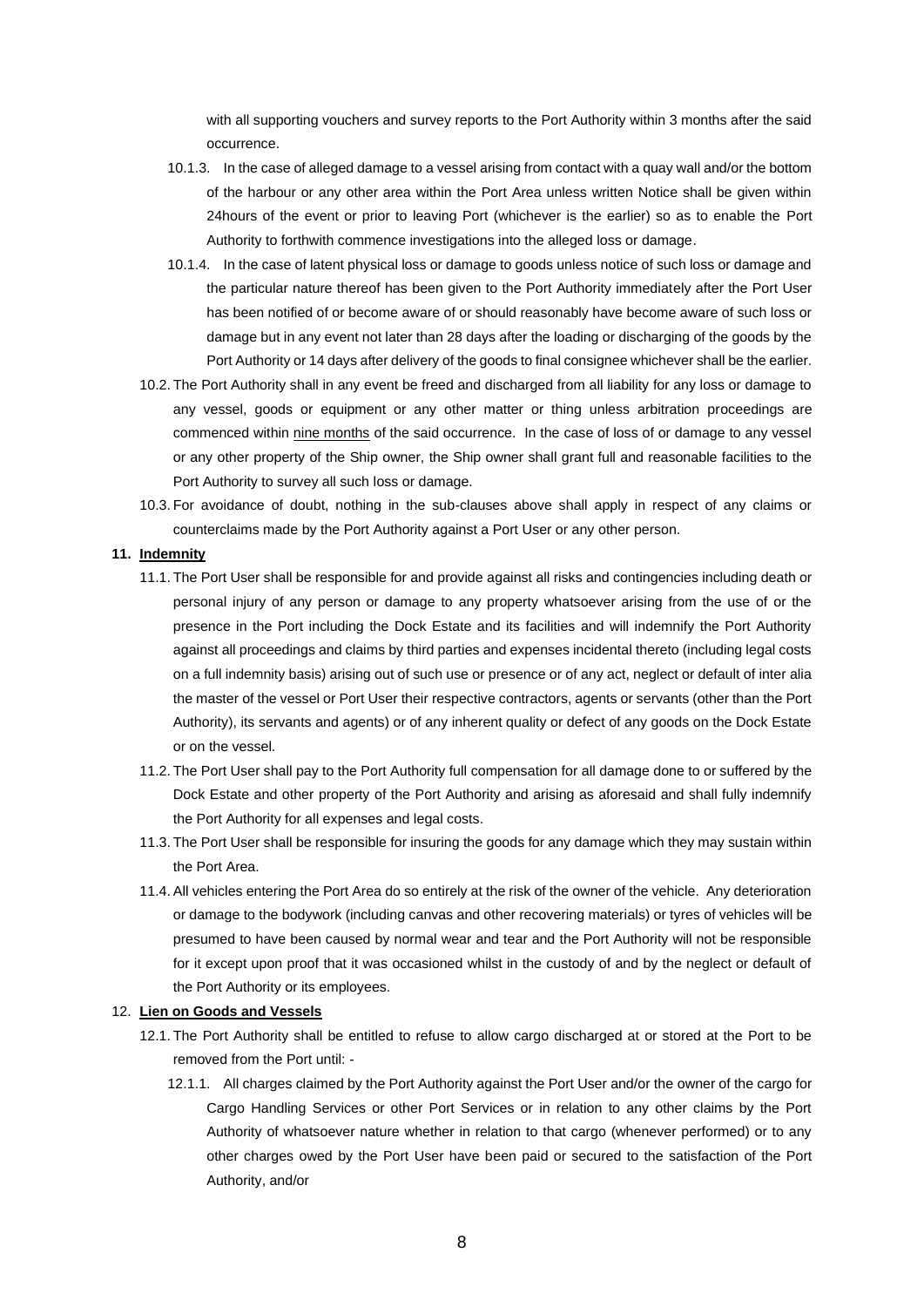with all supporting vouchers and survey reports to the Port Authority within 3 months after the said occurrence.

10.1.3. In the case of alleged damage to a vessel arising from contact with a quay wall and/or the bottom of the harbour or any other area within the Port Area unless written Notice shall be given within 24hours of the event or prior to leaving Port (whichever is the earlier) so as to enable the Port Authority to forthwith commence investigations into the alleged loss or damage.

10.1.4. In the case of latent physical loss or damage to goods unless notice of such loss or damage and the particular nature thereof has been given to the Port Authority immediately after the Port User has been notified of or become aware of or should reasonably have become aware of such loss or damage but in any event not later than 28 days after the loading or discharging of the goods by the Port Authority or 14 days after delivery of the goods to final consignee whichever shall be the earlier.

10.2. The Port Authority shall in any event be freed and discharged from all liability for any loss or damage to any vessel, goods or equipment or any other matter or thing unless arbitration proceedings are commenced within nine months of the said occurrence. In the case of loss of or damage to any vessel or any other property of the Ship owner, the Ship owner shall grant full and reasonable facilities to the Port Authority to survey all such loss or damage.

10.3. For avoidance of doubt, nothing in the sub-clauses above shall apply in respect of any claims or counterclaims made by the Port Authority against a Port User or any other person.

**11. Indemnity**

11.1. The Port User shall be responsible for and provide against all risks and contingencies including death or personal injury of any person or damage to any property whatsoever arising from the use of or the presence in the Port including the Dock Estate and its facilities and will indemnify the Port Authority against all proceedings and claims by third parties and expenses incidental thereto (including legal costs on a full indemnity basis) arising out of such use or presence or of any act, neglect or default of inter alia the master of the vessel or Port User their respective contractors, agents or servants (other than the Port Authority), its servants and agents) or of any inherent quality or defect of any goods on the Dock Estate or on the vessel.

11.2. The Port User shall pay to the Port Authority full compensation for all damage done to or suffered by the Dock Estate and other property of the Port Authority and arising as aforesaid and shall fully indemnify the Port Authority for all expenses and legal costs.

11.3. The Port User shall be responsible for insuring the goods for any damage which they may sustain within the Port Area.

11.4. All vehicles entering the Port Area do so entirely at the risk of the owner of the vehicle. Any deterioration or damage to the bodywork (including canvas and other recovering materials) or tyres of vehicles will be presumed to have been caused by normal wear and tear and the Port Authority will not be responsible for it except upon proof that it was occasioned whilst in the custody of and by the neglect or default of the Port Authority or its employees.

**12. Lien on Goods and Vessels**

12.1. The Port Authority shall be entitled to refuse to allow cargo discharged at or stored at the Port to be removed from the Port until: -

12.1.1. All charges claimed by the Port Authority against the Port User and/or the owner of the cargo for Cargo Handling Services or other Port Services or in relation to any other claims by the Port Authority of whatsoever nature whether in relation to that cargo (whenever performed) or to any other charges owed by the Port User have been paid or secured to the satisfaction of the Port Authority, and/or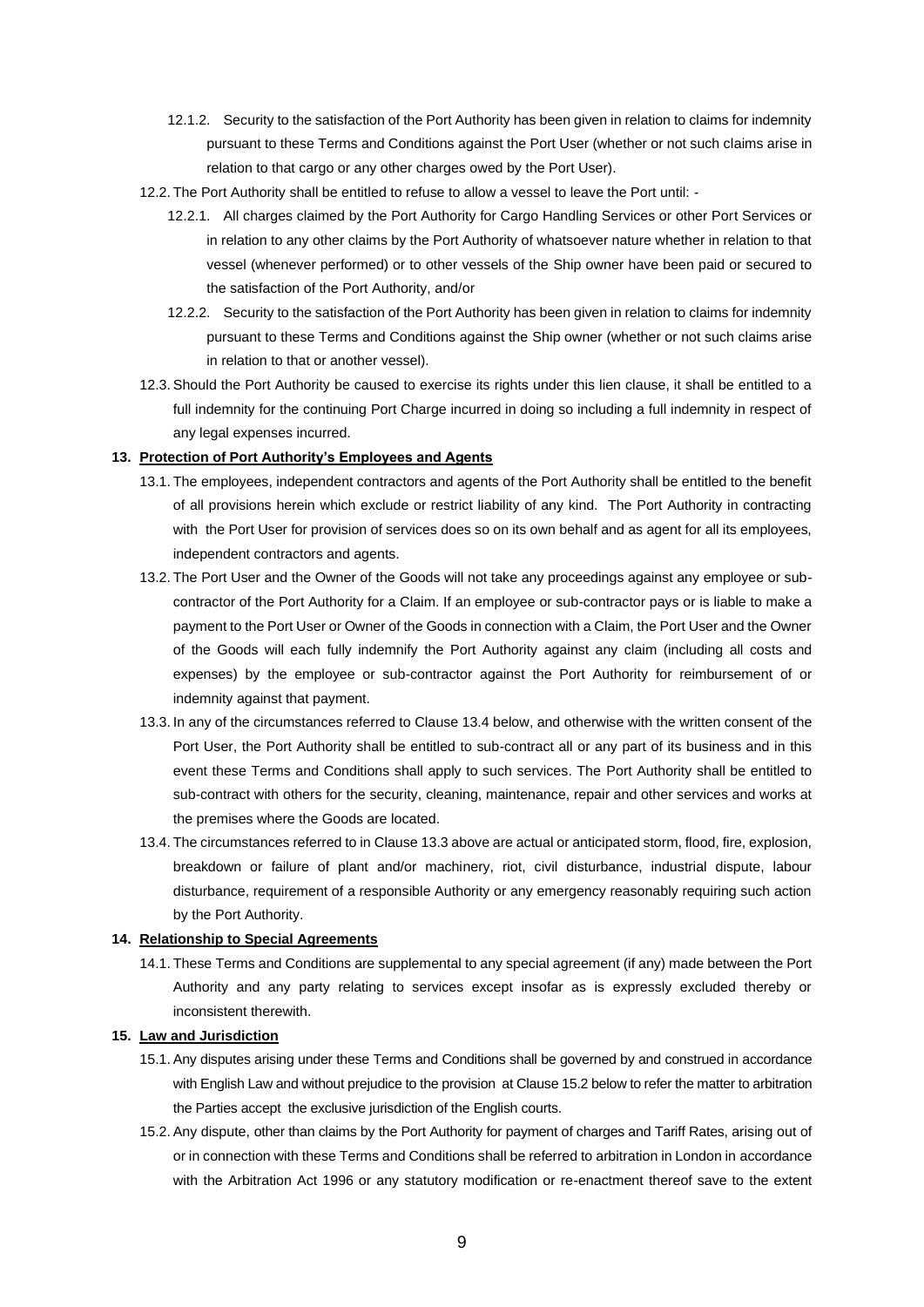12.1.2. Security to the satisfaction of the Port Authority has been given in relation to claims for indemnity pursuant to these Terms and Conditions against the Port User (whether or not such claims arise in relation to that cargo or any other charges owed by the Port User).

12.2. The Port Authority shall be entitled to refuse to allow a vessel to leave the Port until: -

12.2.1. All charges claimed by the Port Authority for Cargo Handling Services or other Port Services or in relation to any other claims by the Port Authority of whatsoever nature whether in relation to that vessel (whenever performed) or to other vessels of the Ship owner have been paid or secured to the satisfaction of the Port Authority, and/or

12.2.2. Security to the satisfaction of the Port Authority has been given in relation to claims for indemnity pursuant to these Terms and Conditions against the Ship owner (whether or not such claims arise in relation to that or another vessel).

12.3. Should the Port Authority be caused to exercise its rights under this lien clause, it shall be entitled to a full indemnity for the continuing Port Charge incurred in doing so including a full indemnity in respect of any legal expenses incurred.

## 13. Protection of Port Authority's Employees and Agents

13.1. The employees, independent contractors and agents of the Port Authority shall be entitled to the benefit of all provisions herein which exclude or restrict liability of any kind. The Port Authority in contracting with the Port User for provision of services does so on its own behalf and as agent for all its employees, independent contractors and agents.

13.2. The Port User and the Owner of the Goods will not take any proceedings against any employee or sub-contractor of the Port Authority for a Claim. If an employee or sub-contractor pays or is liable to make a payment to the Port User or Owner of the Goods in connection with a Claim, the Port User and the Owner of the Goods will each fully indemnify the Port Authority against any claim (including all costs and expenses) by the employee or sub-contractor against the Port Authority for reimbursement of or indemnity against that payment.

13.3. In any of the circumstances referred to Clause 13.4 below, and otherwise with the written consent of the Port User, the Port Authority shall be entitled to sub-contract all or any part of its business and in this event these Terms and Conditions shall apply to such services. The Port Authority shall be entitled to sub-contract with others for the security, cleaning, maintenance, repair and other services and works at the premises where the Goods are located.

13.4. The circumstances referred to in Clause 13.3 above are actual or anticipated storm, flood, fire, explosion, breakdown or failure of plant and/or machinery, riot, civil disturbance, industrial dispute, labour disturbance, requirement of a responsible Authority or any emergency reasonably requiring such action by the Port Authority.

## 14. Relationship to Special Agreements

14.1. These Terms and Conditions are supplemental to any special agreement (if any) made between the Port Authority and any party relating to services except insofar as is expressly excluded thereby or inconsistent therewith.

## 15. Law and Jurisdiction

15.1. Any disputes arising under these Terms and Conditions shall be governed by and construed in accordance with English Law and without prejudice to the provision at Clause 15.2 below to refer the matter to arbitration the Parties accept the exclusive jurisdiction of the English courts.

15.2. Any dispute, other than claims by the Port Authority for payment of charges and Tariff Rates, arising out of or in connection with these Terms and Conditions shall be referred to arbitration in London in accordance with the Arbitration Act 1996 or any statutory modification or re-enactment thereof save to the extent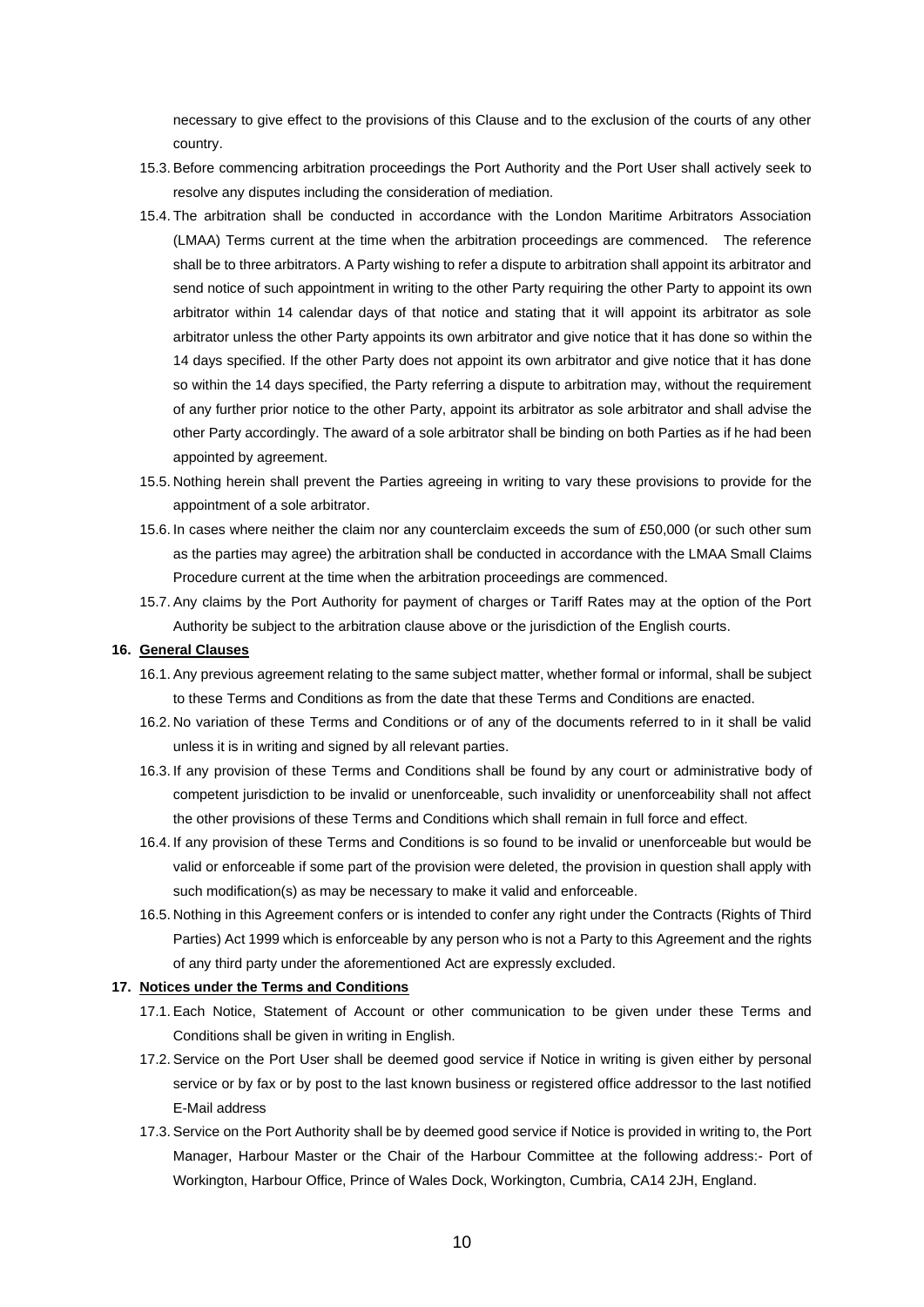necessary to give effect to the provisions of this Clause and to the exclusion of the courts of any other country.

15.3. Before commencing arbitration proceedings the Port Authority and the Port User shall actively seek to resolve any disputes including the consideration of mediation.

15.4. The arbitration shall be conducted in accordance with the London Maritime Arbitrators Association (LMAA) Terms current at the time when the arbitration proceedings are commenced. The reference shall be to three arbitrators. A Party wishing to refer a dispute to arbitration shall appoint its arbitrator and send notice of such appointment in writing to the other Party requiring the other Party to appoint its own arbitrator within 14 calendar days of that notice and stating that it will appoint its arbitrator as sole arbitrator unless the other Party appoints its own arbitrator and give notice that it has done so within the 14 days specified. If the other Party does not appoint its own arbitrator and give notice that it has done so within the 14 days specified, the Party referring a dispute to arbitration may, without the requirement of any further prior notice to the other Party, appoint its arbitrator as sole arbitrator and shall advise the other Party accordingly. The award of a sole arbitrator shall be binding on both Parties as if he had been appointed by agreement.

15.5. Nothing herein shall prevent the Parties agreeing in writing to vary these provisions to provide for the appointment of a sole arbitrator.

15.6. In cases where neither the claim nor any counterclaim exceeds the sum of £50,000 (or such other sum as the parties may agree) the arbitration shall be conducted in accordance with the LMAA Small Claims Procedure current at the time when the arbitration proceedings are commenced.

15.7. Any claims by the Port Authority for payment of charges or Tariff Rates may at the option of the Port Authority be subject to the arbitration clause above or the jurisdiction of the English courts.

## 16. General Clauses

16.1. Any previous agreement relating to the same subject matter, whether formal or informal, shall be subject to these Terms and Conditions as from the date that these Terms and Conditions are enacted.

16.2. No variation of these Terms and Conditions or of any of the documents referred to in it shall be valid unless it is in writing and signed by all relevant parties.

16.3. If any provision of these Terms and Conditions shall be found by any court or administrative body of competent jurisdiction to be invalid or unenforceable, such invalidity or unenforceability shall not affect the other provisions of these Terms and Conditions which shall remain in full force and effect.

16.4. If any provision of these Terms and Conditions is so found to be invalid or unenforceable but would be valid or enforceable if some part of the provision were deleted, the provision in question shall apply with such modification(s) as may be necessary to make it valid and enforceable.

16.5. Nothing in this Agreement confers or is intended to confer any right under the Contracts (Rights of Third Parties) Act 1999 which is enforceable by any person who is not a Party to this Agreement and the rights of any third party under the aforementioned Act are expressly excluded.

## 17. Notices under the Terms and Conditions

17.1. Each Notice, Statement of Account or other communication to be given under these Terms and Conditions shall be given in writing in English.

17.2. Service on the Port User shall be deemed good service if Notice in writing is given either by personal service or by fax or by post to the last known business or registered office addressor to the last notified E-Mail address

17.3. Service on the Port Authority shall be by deemed good service if Notice is provided in writing to, the Port Manager, Harbour Master or the Chair of the Harbour Committee at the following address:- Port of Workington, Harbour Office, Prince of Wales Dock, Workington, Cumbria, CA14 2JH, England.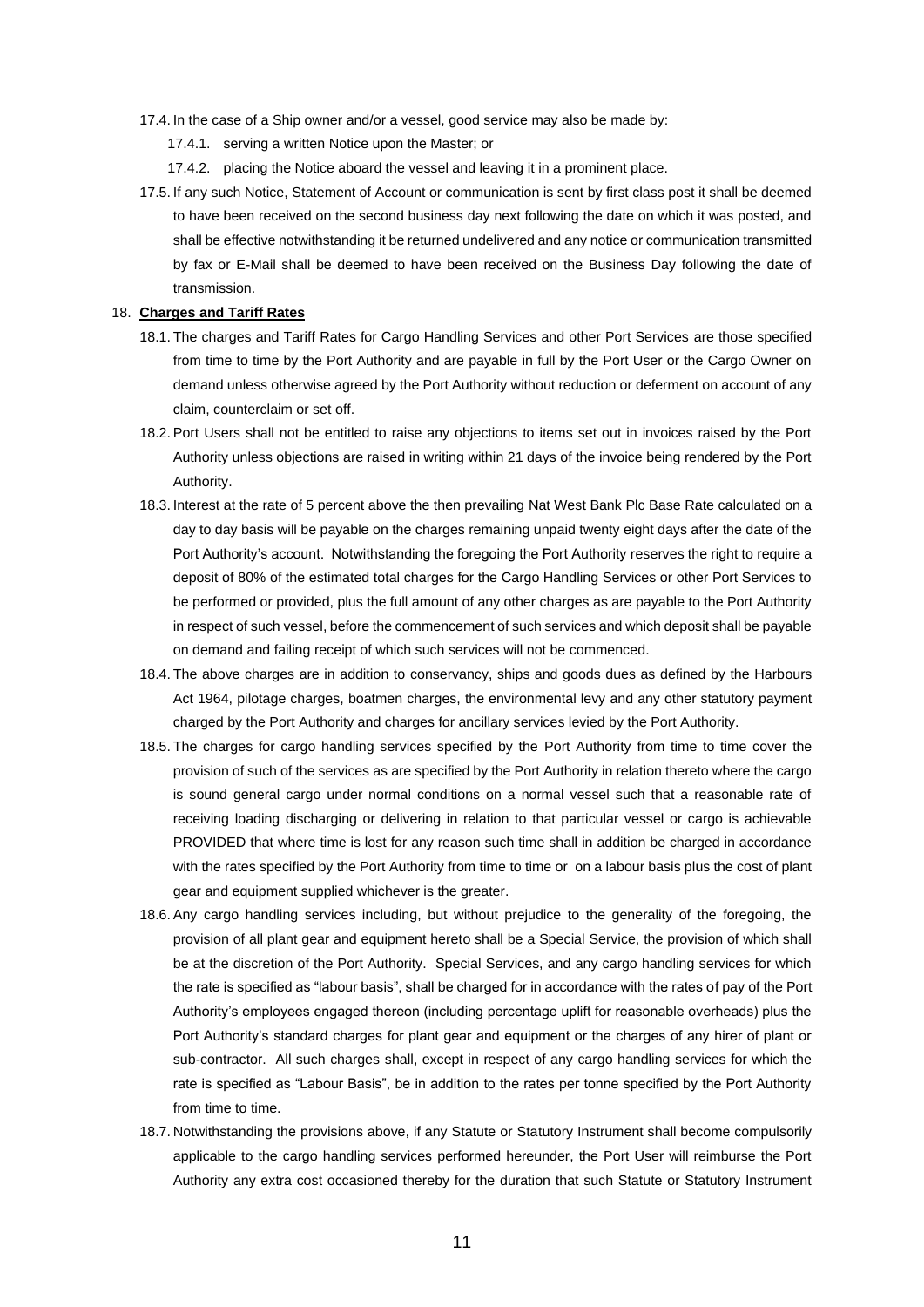17.4. In the case of a Ship owner and/or a vessel, good service may also be made by:

17.4.1. serving a written Notice upon the Master; or

17.4.2. placing the Notice aboard the vessel and leaving it in a prominent place.

17.5. If any such Notice, Statement of Account or communication is sent by first class post it shall be deemed to have been received on the second business day next following the date on which it was posted, and shall be effective notwithstanding it be returned undelivered and any notice or communication transmitted by fax or E-Mail shall be deemed to have been received on the Business Day following the date of transmission.

## 18. **Charges and Tariff Rates**

18.1. The charges and Tariff Rates for Cargo Handling Services and other Port Services are those specified from time to time by the Port Authority and are payable in full by the Port User or the Cargo Owner on demand unless otherwise agreed by the Port Authority without reduction or deferment on account of any claim, counterclaim or set off.

18.2. Port Users shall not be entitled to raise any objections to items set out in invoices raised by the Port Authority unless objections are raised in writing within 21 days of the invoice being rendered by the Port Authority.

18.3. Interest at the rate of 5 percent above the then prevailing Nat West Bank Plc Base Rate calculated on a day to day basis will be payable on the charges remaining unpaid twenty eight days after the date of the Port Authority's account. Notwithstanding the foregoing the Port Authority reserves the right to require a deposit of 80% of the estimated total charges for the Cargo Handling Services or other Port Services to be performed or provided, plus the full amount of any other charges as are payable to the Port Authority in respect of such vessel, before the commencement of such services and which deposit shall be payable on demand and failing receipt of which such services will not be commenced.

18.4. The above charges are in addition to conservancy, ships and goods dues as defined by the Harbours Act 1964, pilotage charges, boatmen charges, the environmental levy and any other statutory payment charged by the Port Authority and charges for ancillary services levied by the Port Authority.

18.5. The charges for cargo handling services specified by the Port Authority from time to time cover the provision of such of the services as are specified by the Port Authority in relation thereto where the cargo is sound general cargo under normal conditions on a normal vessel such that a reasonable rate of receiving loading discharging or delivering in relation to that particular vessel or cargo is achievable PROVIDED that where time is lost for any reason such time shall in addition be charged in accordance with the rates specified by the Port Authority from time to time or on a labour basis plus the cost of plant gear and equipment supplied whichever is the greater.

18.6. Any cargo handling services including, but without prejudice to the generality of the foregoing, the provision of all plant gear and equipment hereto shall be a Special Service, the provision of which shall be at the discretion of the Port Authority. Special Services, and any cargo handling services for which the rate is specified as "labour basis", shall be charged for in accordance with the rates of pay of the Port Authority's employees engaged thereon (including percentage uplift for reasonable overheads) plus the Port Authority's standard charges for plant gear and equipment or the charges of any hirer of plant or sub-contractor. All such charges shall, except in respect of any cargo handling services for which the rate is specified as "Labour Basis", be in addition to the rates per tonne specified by the Port Authority from time to time.

18.7. Notwithstanding the provisions above, if any Statute or Statutory Instrument shall become compulsorily applicable to the cargo handling services performed hereunder, the Port User will reimburse the Port Authority any extra cost occasioned thereby for the duration that such Statute or Statutory Instrument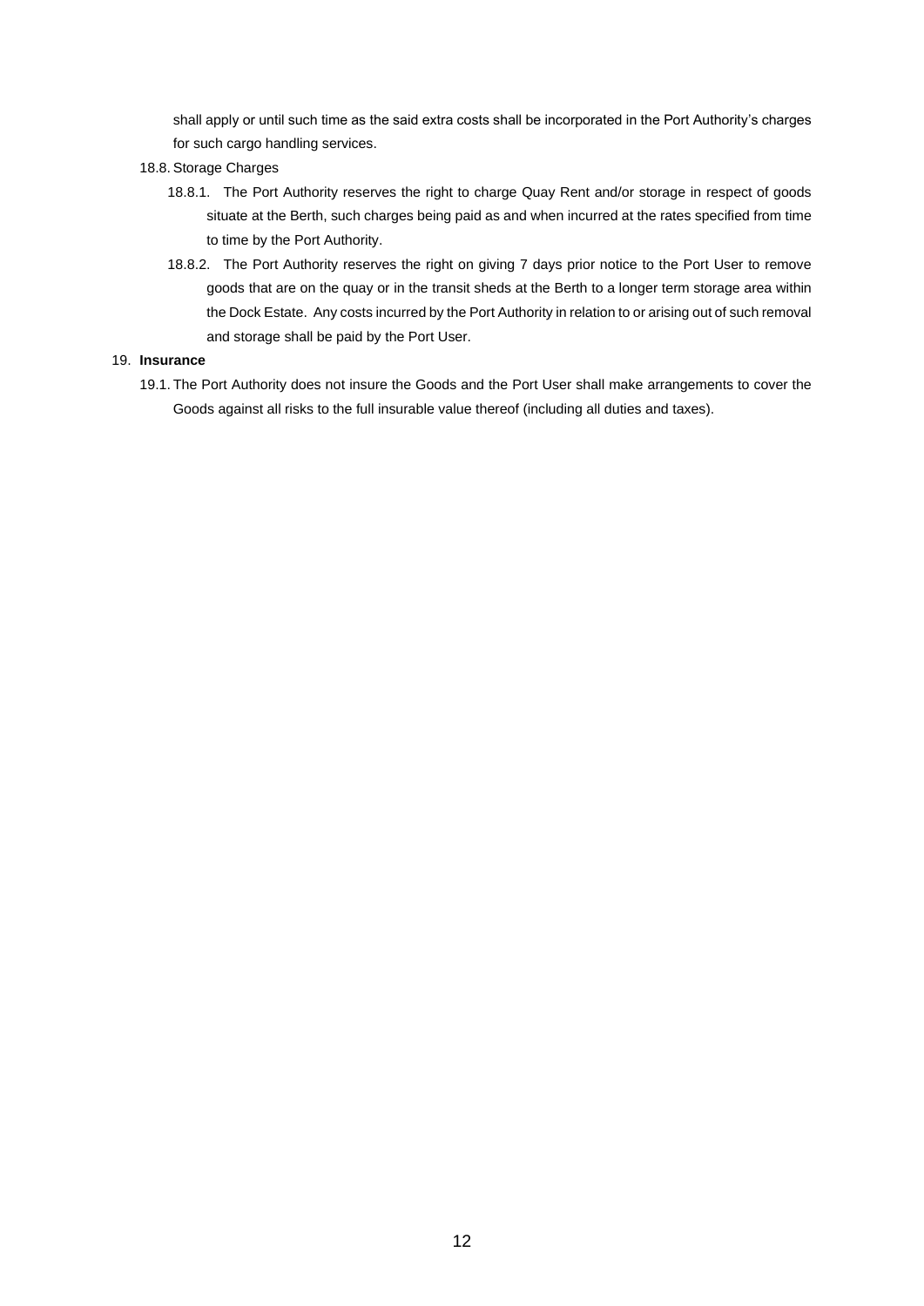shall apply or until such time as the said extra costs shall be incorporated in the Port Authority's charges for such cargo handling services.

18.8. Storage Charges

18.8.1. The Port Authority reserves the right to charge Quay Rent and/or storage in respect of goods situate at the Berth, such charges being paid as and when incurred at the rates specified from time to time by the Port Authority.

18.8.2. The Port Authority reserves the right on giving 7 days prior notice to the Port User to remove goods that are on the quay or in the transit sheds at the Berth to a longer term storage area within the Dock Estate. Any costs incurred by the Port Authority in relation to or arising out of such removal and storage shall be paid by the Port User.

19. **Insurance**

19.1. The Port Authority does not insure the Goods and the Port User shall make arrangements to cover the Goods against all risks to the full insurable value thereof (including all duties and taxes).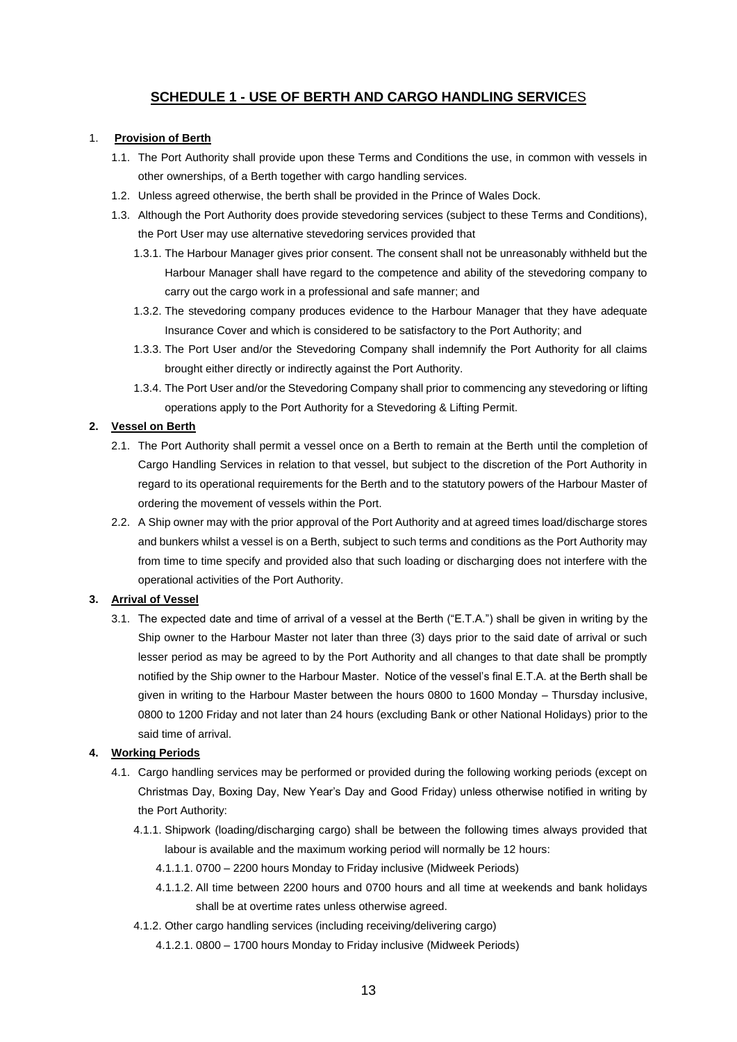## SCHEDULE 1 - USE OF BERTH AND CARGO HANDLING SERVICES

1. **Provision of Berth**
   - 1.1. The Port Authority shall provide upon these Terms and Conditions the use, in common with vessels in other ownerships, of a Berth together with cargo handling services.
   - 1.2. Unless agreed otherwise, the berth shall be provided in the Prince of Wales Dock.
   - 1.3. Although the Port Authority does provide stevedoring services (subject to these Terms and Conditions), the Port User may use alternative stevedoring services provided that
     - 1.3.1. The Harbour Manager gives prior consent. The consent shall not be unreasonably withheld but the Harbour Manager shall have regard to the competence and ability of the stevedoring company to carry out the cargo work in a professional and safe manner; and
     - 1.3.2. The stevedoring company produces evidence to the Harbour Manager that they have adequate Insurance Cover and which is considered to be satisfactory to the Port Authority; and
     - 1.3.3. The Port User and/or the Stevedoring Company shall indemnify the Port Authority for all claims brought either directly or indirectly against the Port Authority.
     - 1.3.4. The Port User and/or the Stevedoring Company shall prior to commencing any stevedoring or lifting operations apply to the Port Authority for a Stevedoring & Lifting Permit.

2. **Vessel on Berth**
   - 2.1. The Port Authority shall permit a vessel once on a Berth to remain at the Berth until the completion of Cargo Handling Services in relation to that vessel, but subject to the discretion of the Port Authority in regard to its operational requirements for the Berth and to the statutory powers of the Harbour Master of ordering the movement of vessels within the Port.
   - 2.2. A Ship owner may with the prior approval of the Port Authority and at agreed times load/discharge stores and bunkers whilst a vessel is on a Berth, subject to such terms and conditions as the Port Authority may from time to time specify and provided also that such loading or discharging does not interfere with the operational activities of the Port Authority.

3. **Arrival of Vessel**
   - 3.1. The expected date and time of arrival of a vessel at the Berth ("E.T.A.") shall be given in writing by the Ship owner to the Harbour Master not later than three (3) days prior to the said date of arrival or such lesser period as may be agreed to by the Port Authority and all changes to that date shall be promptly notified by the Ship owner to the Harbour Master. Notice of the vessel's final E.T.A. at the Berth shall be given in writing to the Harbour Master between the hours 0800 to 1600 Monday – Thursday inclusive, 0800 to 1200 Friday and not later than 24 hours (excluding Bank or other National Holidays) prior to the said time of arrival.

4. **Working Periods**
   - 4.1. Cargo handling services may be performed or provided during the following working periods (except on Christmas Day, Boxing Day, New Year's Day and Good Friday) unless otherwise notified in writing by the Port Authority:
     - 4.1.1. Shipwork (loading/discharging cargo) shall be between the following times always provided that labour is available and the maximum working period will normally be 12 hours:
       - 4.1.1.1. 0700 – 2200 hours Monday to Friday inclusive (Midweek Periods)
       - 4.1.1.2. All time between 2200 hours and 0700 hours and all time at weekends and bank holidays shall be at overtime rates unless otherwise agreed.
     - 4.1.2. Other cargo handling services (including receiving/delivering cargo)
       - 4.1.2.1. 0800 – 1700 hours Monday to Friday inclusive (Midweek Periods)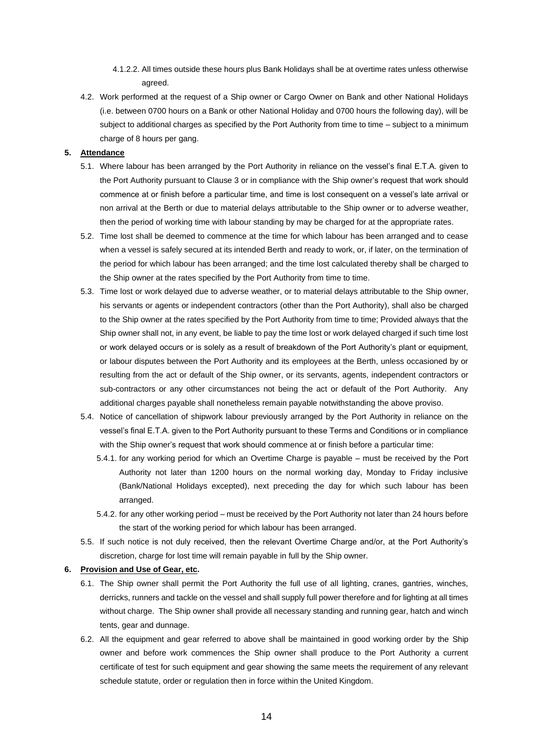4.1.2.2. All times outside these hours plus Bank Holidays shall be at overtime rates unless otherwise agreed.

4.2. Work performed at the request of a Ship owner or Cargo Owner on Bank and other National Holidays (i.e. between 0700 hours on a Bank or other National Holiday and 0700 hours the following day), will be subject to additional charges as specified by the Port Authority from time to time – subject to a minimum charge of 8 hours per gang.

**5. <u>Attendance</u>**

5.1. Where labour has been arranged by the Port Authority in reliance on the vessel's final E.T.A. given to the Port Authority pursuant to Clause 3 or in compliance with the Ship owner's request that work should commence at or finish before a particular time, and time is lost consequent on a vessel's late arrival or non arrival at the Berth or due to material delays attributable to the Ship owner or to adverse weather, then the period of working time with labour standing by may be charged for at the appropriate rates.

5.2. Time lost shall be deemed to commence at the time for which labour has been arranged and to cease when a vessel is safely secured at its intended Berth and ready to work, or, if later, on the termination of the period for which labour has been arranged; and the time lost calculated thereby shall be charged to the Ship owner at the rates specified by the Port Authority from time to time.

5.3. Time lost or work delayed due to adverse weather, or to material delays attributable to the Ship owner, his servants or agents or independent contractors (other than the Port Authority), shall also be charged to the Ship owner at the rates specified by the Port Authority from time to time; Provided always that the Ship owner shall not, in any event, be liable to pay the time lost or work delayed charged if such time lost or work delayed occurs or is solely as a result of breakdown of the Port Authority's plant or equipment, or labour disputes between the Port Authority and its employees at the Berth, unless occasioned by or resulting from the act or default of the Ship owner, or its servants, agents, independent contractors or sub-contractors or any other circumstances not being the act or default of the Port Authority. Any additional charges payable shall nonetheless remain payable notwithstanding the above proviso.

5.4. Notice of cancellation of shipwork labour previously arranged by the Port Authority in reliance on the vessel's final E.T.A. given to the Port Authority pursuant to these Terms and Conditions or in compliance with the Ship owner's request that work should commence at or finish before a particular time:

5.4.1. for any working period for which an Overtime Charge is payable – must be received by the Port Authority not later than 1200 hours on the normal working day, Monday to Friday inclusive (Bank/National Holidays excepted), next preceding the day for which such labour has been arranged.

5.4.2. for any other working period – must be received by the Port Authority not later than 24 hours before the start of the working period for which labour has been arranged.

5.5. If such notice is not duly received, then the relevant Overtime Charge and/or, at the Port Authority's discretion, charge for lost time will remain payable in full by the Ship owner.

**6. <u>Provision and Use of Gear, etc</u>.**

6.1. The Ship owner shall permit the Port Authority the full use of all lighting, cranes, gantries, winches, derricks, runners and tackle on the vessel and shall supply full power therefore and for lighting at all times without charge. The Ship owner shall provide all necessary standing and running gear, hatch and winch tents, gear and dunnage.

6.2. All the equipment and gear referred to above shall be maintained in good working order by the Ship owner and before work commences the Ship owner shall produce to the Port Authority a current certificate of test for such equipment and gear showing the same meets the requirement of any relevant schedule statute, order or regulation then in force within the United Kingdom.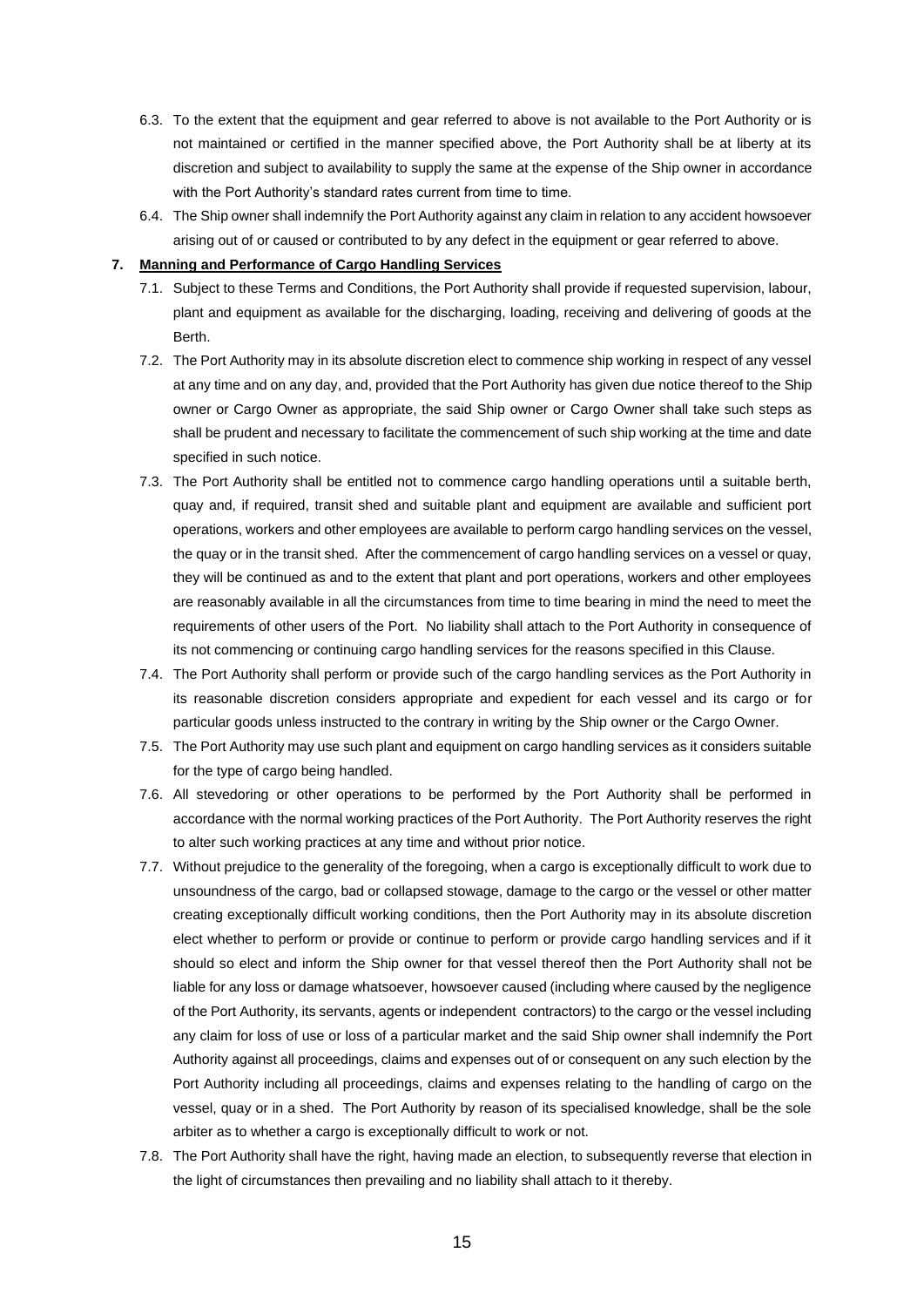6.3. To the extent that the equipment and gear referred to above is not available to the Port Authority or is not maintained or certified in the manner specified above, the Port Authority shall be at liberty at its discretion and subject to availability to supply the same at the expense of the Ship owner in accordance with the Port Authority's standard rates current from time to time.

6.4. The Ship owner shall indemnify the Port Authority against any claim in relation to any accident howsoever arising out of or caused or contributed to by any defect in the equipment or gear referred to above.

**7. <u>Manning and Performance of Cargo Handling Services</u>**

7.1. Subject to these Terms and Conditions, the Port Authority shall provide if requested supervision, labour, plant and equipment as available for the discharging, loading, receiving and delivering of goods at the Berth.

7.2. The Port Authority may in its absolute discretion elect to commence ship working in respect of any vessel at any time and on any day, and, provided that the Port Authority has given due notice thereof to the Ship owner or Cargo Owner as appropriate, the said Ship owner or Cargo Owner shall take such steps as shall be prudent and necessary to facilitate the commencement of such ship working at the time and date specified in such notice.

7.3. The Port Authority shall be entitled not to commence cargo handling operations until a suitable berth, quay and, if required, transit shed and suitable plant and equipment are available and sufficient port operations, workers and other employees are available to perform cargo handling services on the vessel, the quay or in the transit shed. After the commencement of cargo handling services on a vessel or quay, they will be continued as and to the extent that plant and port operations, workers and other employees are reasonably available in all the circumstances from time to time bearing in mind the need to meet the requirements of other users of the Port. No liability shall attach to the Port Authority in consequence of its not commencing or continuing cargo handling services for the reasons specified in this Clause.

7.4. The Port Authority shall perform or provide such of the cargo handling services as the Port Authority in its reasonable discretion considers appropriate and expedient for each vessel and its cargo or for particular goods unless instructed to the contrary in writing by the Ship owner or the Cargo Owner.

7.5. The Port Authority may use such plant and equipment on cargo handling services as it considers suitable for the type of cargo being handled.

7.6. All stevedoring or other operations to be performed by the Port Authority shall be performed in accordance with the normal working practices of the Port Authority. The Port Authority reserves the right to alter such working practices at any time and without prior notice.

7.7. Without prejudice to the generality of the foregoing, when a cargo is exceptionally difficult to work due to unsoundness of the cargo, bad or collapsed stowage, damage to the cargo or the vessel or other matter creating exceptionally difficult working conditions, then the Port Authority may in its absolute discretion elect whether to perform or provide or continue to perform or provide cargo handling services and if it should so elect and inform the Ship owner for that vessel thereof then the Port Authority shall not be liable for any loss or damage whatsoever, howsoever caused (including where caused by the negligence of the Port Authority, its servants, agents or independent contractors) to the cargo or the vessel including any claim for loss of use or loss of a particular market and the said Ship owner shall indemnify the Port Authority against all proceedings, claims and expenses out of or consequent on any such election by the Port Authority including all proceedings, claims and expenses relating to the handling of cargo on the vessel, quay or in a shed. The Port Authority by reason of its specialised knowledge, shall be the sole arbiter as to whether a cargo is exceptionally difficult to work or not.

7.8. The Port Authority shall have the right, having made an election, to subsequently reverse that election in the light of circumstances then prevailing and no liability shall attach to it thereby.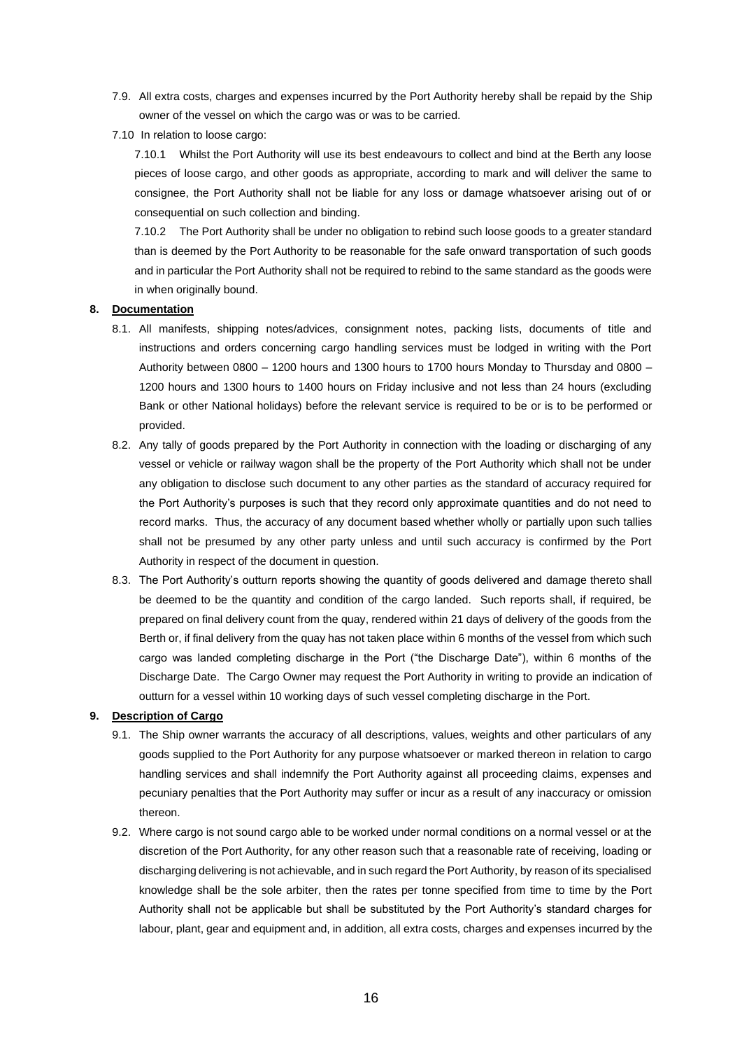7.9. All extra costs, charges and expenses incurred by the Port Authority hereby shall be repaid by the Ship owner of the vessel on which the cargo was or was to be carried.

7.10 In relation to loose cargo:

7.10.1 Whilst the Port Authority will use its best endeavours to collect and bind at the Berth any loose pieces of loose cargo, and other goods as appropriate, according to mark and will deliver the same to consignee, the Port Authority shall not be liable for any loss or damage whatsoever arising out of or consequential on such collection and binding.

7.10.2 The Port Authority shall be under no obligation to rebind such loose goods to a greater standard than is deemed by the Port Authority to be reasonable for the safe onward transportation of such goods and in particular the Port Authority shall not be required to rebind to the same standard as the goods were in when originally bound.

## 8. Documentation

8.1. All manifests, shipping notes/advices, consignment notes, packing lists, documents of title and instructions and orders concerning cargo handling services must be lodged in writing with the Port Authority between 0800 – 1200 hours and 1300 hours to 1700 hours Monday to Thursday and 0800 – 1200 hours and 1300 hours to 1400 hours on Friday inclusive and not less than 24 hours (excluding Bank or other National holidays) before the relevant service is required to be or is to be performed or provided.

8.2. Any tally of goods prepared by the Port Authority in connection with the loading or discharging of any vessel or vehicle or railway wagon shall be the property of the Port Authority which shall not be under any obligation to disclose such document to any other parties as the standard of accuracy required for the Port Authority's purposes is such that they record only approximate quantities and do not need to record marks. Thus, the accuracy of any document based whether wholly or partially upon such tallies shall not be presumed by any other party unless and until such accuracy is confirmed by the Port Authority in respect of the document in question.

8.3. The Port Authority's outturn reports showing the quantity of goods delivered and damage thereto shall be deemed to be the quantity and condition of the cargo landed. Such reports shall, if required, be prepared on final delivery count from the quay, rendered within 21 days of delivery of the goods from the Berth or, if final delivery from the quay has not taken place within 6 months of the vessel from which such cargo was landed completing discharge in the Port ("the Discharge Date"), within 6 months of the Discharge Date. The Cargo Owner may request the Port Authority in writing to provide an indication of outturn for a vessel within 10 working days of such vessel completing discharge in the Port.

## 9. Description of Cargo

9.1. The Ship owner warrants the accuracy of all descriptions, values, weights and other particulars of any goods supplied to the Port Authority for any purpose whatsoever or marked thereon in relation to cargo handling services and shall indemnify the Port Authority against all proceeding claims, expenses and pecuniary penalties that the Port Authority may suffer or incur as a result of any inaccuracy or omission thereon.

9.2. Where cargo is not sound cargo able to be worked under normal conditions on a normal vessel or at the discretion of the Port Authority, for any other reason such that a reasonable rate of receiving, loading or discharging delivering is not achievable, and in such regard the Port Authority, by reason of its specialised knowledge shall be the sole arbiter, then the rates per tonne specified from time to time by the Port Authority shall not be applicable but shall be substituted by the Port Authority's standard charges for labour, plant, gear and equipment and, in addition, all extra costs, charges and expenses incurred by the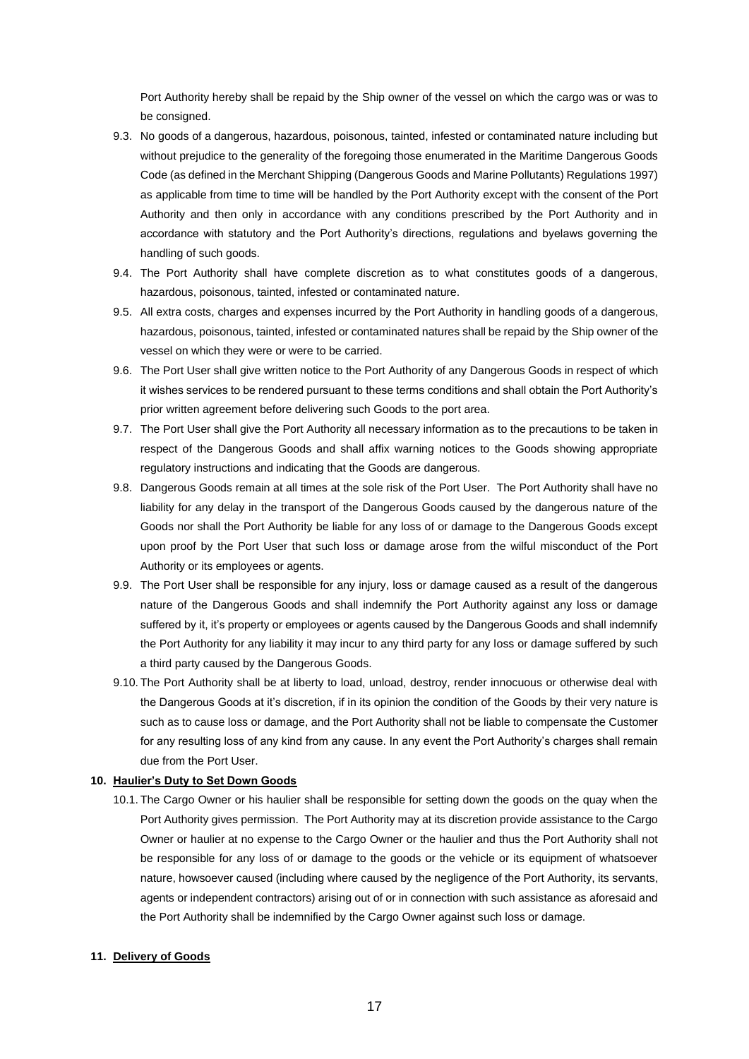Port Authority hereby shall be repaid by the Ship owner of the vessel on which the cargo was or was to be consigned.

9.3. No goods of a dangerous, hazardous, poisonous, tainted, infested or contaminated nature including but without prejudice to the generality of the foregoing those enumerated in the Maritime Dangerous Goods Code (as defined in the Merchant Shipping (Dangerous Goods and Marine Pollutants) Regulations 1997) as applicable from time to time will be handled by the Port Authority except with the consent of the Port Authority and then only in accordance with any conditions prescribed by the Port Authority and in accordance with statutory and the Port Authority's directions, regulations and byelaws governing the handling of such goods.

9.4. The Port Authority shall have complete discretion as to what constitutes goods of a dangerous, hazardous, poisonous, tainted, infested or contaminated nature.

9.5. All extra costs, charges and expenses incurred by the Port Authority in handling goods of a dangerous, hazardous, poisonous, tainted, infested or contaminated natures shall be repaid by the Ship owner of the vessel on which they were or were to be carried.

9.6. The Port User shall give written notice to the Port Authority of any Dangerous Goods in respect of which it wishes services to be rendered pursuant to these terms conditions and shall obtain the Port Authority's prior written agreement before delivering such Goods to the port area.

9.7. The Port User shall give the Port Authority all necessary information as to the precautions to be taken in respect of the Dangerous Goods and shall affix warning notices to the Goods showing appropriate regulatory instructions and indicating that the Goods are dangerous.

9.8. Dangerous Goods remain at all times at the sole risk of the Port User. The Port Authority shall have no liability for any delay in the transport of the Dangerous Goods caused by the dangerous nature of the Goods nor shall the Port Authority be liable for any loss of or damage to the Dangerous Goods except upon proof by the Port User that such loss or damage arose from the wilful misconduct of the Port Authority or its employees or agents.

9.9. The Port User shall be responsible for any injury, loss or damage caused as a result of the dangerous nature of the Dangerous Goods and shall indemnify the Port Authority against any loss or damage suffered by it, it's property or employees or agents caused by the Dangerous Goods and shall indemnify the Port Authority for any liability it may incur to any third party for any loss or damage suffered by such a third party caused by the Dangerous Goods.

9.10. The Port Authority shall be at liberty to load, unload, destroy, render innocuous or otherwise deal with the Dangerous Goods at it's discretion, if in its opinion the condition of the Goods by their very nature is such as to cause loss or damage, and the Port Authority shall not be liable to compensate the Customer for any resulting loss of any kind from any cause. In any event the Port Authority's charges shall remain due from the Port User.

**10. Haulier's Duty to Set Down Goods**

10.1. The Cargo Owner or his haulier shall be responsible for setting down the goods on the quay when the Port Authority gives permission. The Port Authority may at its discretion provide assistance to the Cargo Owner or haulier at no expense to the Cargo Owner or the haulier and thus the Port Authority shall not be responsible for any loss of or damage to the goods or the vehicle or its equipment of whatsoever nature, howsoever caused (including where caused by the negligence of the Port Authority, its servants, agents or independent contractors) arising out of or in connection with such assistance as aforesaid and the Port Authority shall be indemnified by the Cargo Owner against such loss or damage.

**11. Delivery of Goods**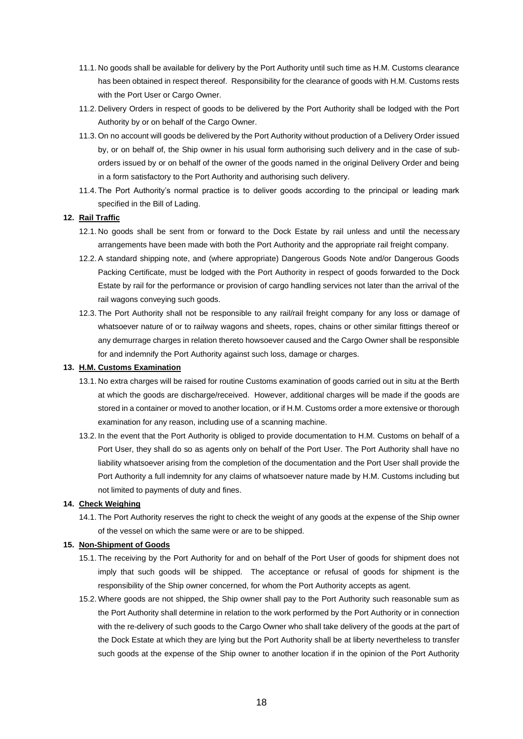11.1. No goods shall be available for delivery by the Port Authority until such time as H.M. Customs clearance has been obtained in respect thereof. Responsibility for the clearance of goods with H.M. Customs rests with the Port User or Cargo Owner.

11.2. Delivery Orders in respect of goods to be delivered by the Port Authority shall be lodged with the Port Authority by or on behalf of the Cargo Owner.

11.3. On no account will goods be delivered by the Port Authority without production of a Delivery Order issued by, or on behalf of, the Ship owner in his usual form authorising such delivery and in the case of sub-orders issued by or on behalf of the owner of the goods named in the original Delivery Order and being in a form satisfactory to the Port Authority and authorising such delivery.

11.4. The Port Authority's normal practice is to deliver goods according to the principal or leading mark specified in the Bill of Lading.

**12. Rail Traffic**

12.1. No goods shall be sent from or forward to the Dock Estate by rail unless and until the necessary arrangements have been made with both the Port Authority and the appropriate rail freight company.

12.2. A standard shipping note, and (where appropriate) Dangerous Goods Note and/or Dangerous Goods Packing Certificate, must be lodged with the Port Authority in respect of goods forwarded to the Dock Estate by rail for the performance or provision of cargo handling services not later than the arrival of the rail wagons conveying such goods.

12.3. The Port Authority shall not be responsible to any rail/rail freight company for any loss or damage of whatsoever nature of or to railway wagons and sheets, ropes, chains or other similar fittings thereof or any demurrage charges in relation thereto howsoever caused and the Cargo Owner shall be responsible for and indemnify the Port Authority against such loss, damage or charges.

**13. H.M. Customs Examination**

13.1. No extra charges will be raised for routine Customs examination of goods carried out in situ at the Berth at which the goods are discharge/received. However, additional charges will be made if the goods are stored in a container or moved to another location, or if H.M. Customs order a more extensive or thorough examination for any reason, including use of a scanning machine.

13.2. In the event that the Port Authority is obliged to provide documentation to H.M. Customs on behalf of a Port User, they shall do so as agents only on behalf of the Port User. The Port Authority shall have no liability whatsoever arising from the completion of the documentation and the Port User shall provide the Port Authority a full indemnity for any claims of whatsoever nature made by H.M. Customs including but not limited to payments of duty and fines.

**14. Check Weighing**

14.1. The Port Authority reserves the right to check the weight of any goods at the expense of the Ship owner of the vessel on which the same were or are to be shipped.

**15. Non-Shipment of Goods**

15.1. The receiving by the Port Authority for and on behalf of the Port User of goods for shipment does not imply that such goods will be shipped. The acceptance or refusal of goods for shipment is the responsibility of the Ship owner concerned, for whom the Port Authority accepts as agent.

15.2. Where goods are not shipped, the Ship owner shall pay to the Port Authority such reasonable sum as the Port Authority shall determine in relation to the work performed by the Port Authority or in connection with the re-delivery of such goods to the Cargo Owner who shall take delivery of the goods at the part of the Dock Estate at which they are lying but the Port Authority shall be at liberty nevertheless to transfer such goods at the expense of the Ship owner to another location if in the opinion of the Port Authority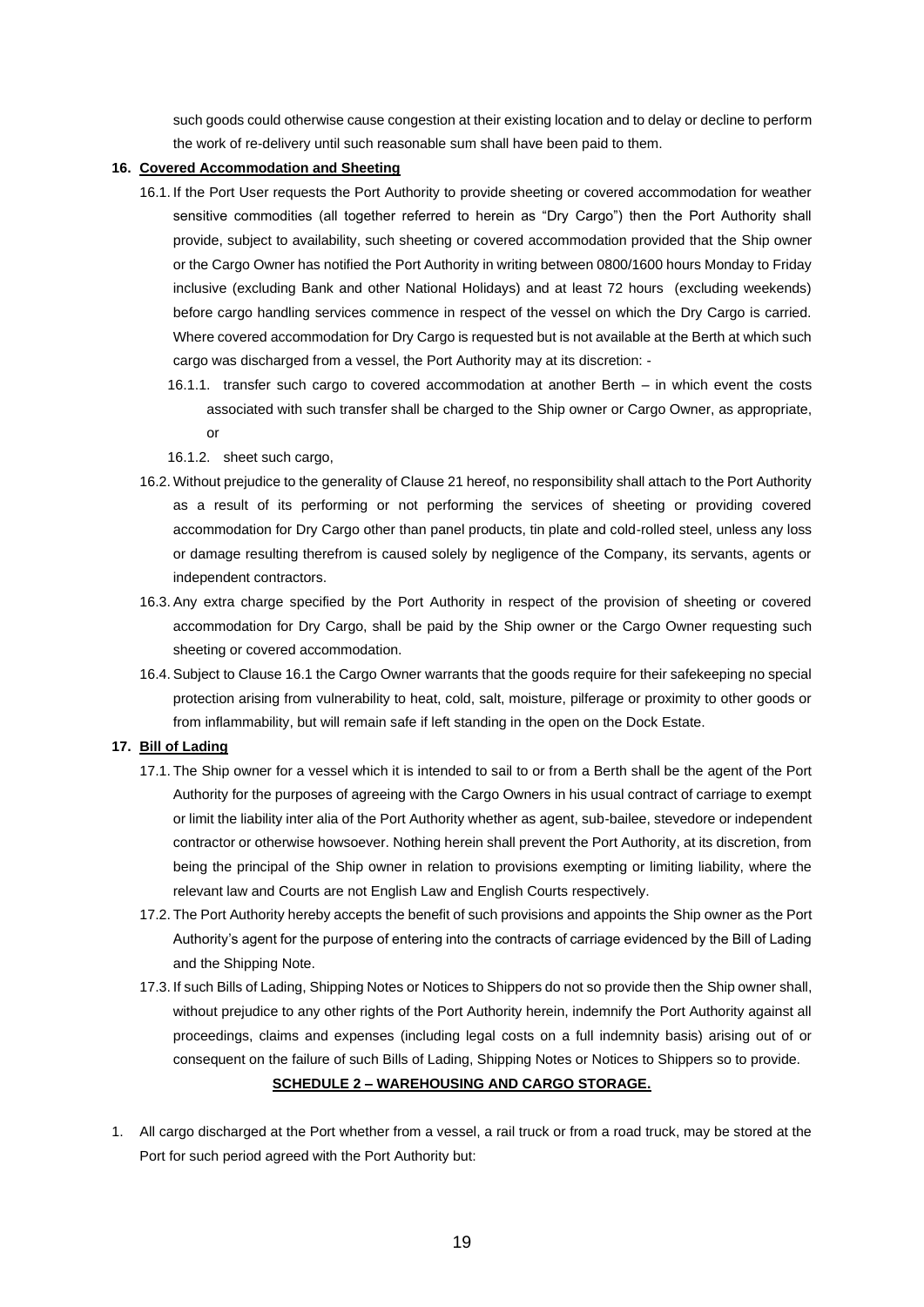such goods could otherwise cause congestion at their existing location and to delay or decline to perform the work of re-delivery until such reasonable sum shall have been paid to them.

**16. Covered Accommodation and Sheeting**

16.1. If the Port User requests the Port Authority to provide sheeting or covered accommodation for weather sensitive commodities (all together referred to herein as "Dry Cargo") then the Port Authority shall provide, subject to availability, such sheeting or covered accommodation provided that the Ship owner or the Cargo Owner has notified the Port Authority in writing between 0800/1600 hours Monday to Friday inclusive (excluding Bank and other National Holidays) and at least 72 hours (excluding weekends) before cargo handling services commence in respect of the vessel on which the Dry Cargo is carried. Where covered accommodation for Dry Cargo is requested but is not available at the Berth at which such cargo was discharged from a vessel, the Port Authority may at its discretion: -

16.1.1. transfer such cargo to covered accommodation at another Berth – in which event the costs associated with such transfer shall be charged to the Ship owner or Cargo Owner, as appropriate, or

16.1.2. sheet such cargo,

16.2. Without prejudice to the generality of Clause 21 hereof, no responsibility shall attach to the Port Authority as a result of its performing or not performing the services of sheeting or providing covered accommodation for Dry Cargo other than panel products, tin plate and cold-rolled steel, unless any loss or damage resulting therefrom is caused solely by negligence of the Company, its servants, agents or independent contractors.

16.3. Any extra charge specified by the Port Authority in respect of the provision of sheeting or covered accommodation for Dry Cargo, shall be paid by the Ship owner or the Cargo Owner requesting such sheeting or covered accommodation.

16.4. Subject to Clause 16.1 the Cargo Owner warrants that the goods require for their safekeeping no special protection arising from vulnerability to heat, cold, salt, moisture, pilferage or proximity to other goods or from inflammability, but will remain safe if left standing in the open on the Dock Estate.

**17. Bill of Lading**

17.1. The Ship owner for a vessel which it is intended to sail to or from a Berth shall be the agent of the Port Authority for the purposes of agreeing with the Cargo Owners in his usual contract of carriage to exempt or limit the liability inter alia of the Port Authority whether as agent, sub-bailee, stevedore or independent contractor or otherwise howsoever. Nothing herein shall prevent the Port Authority, at its discretion, from being the principal of the Ship owner in relation to provisions exempting or limiting liability, where the relevant law and Courts are not English Law and English Courts respectively.

17.2. The Port Authority hereby accepts the benefit of such provisions and appoints the Ship owner as the Port Authority's agent for the purpose of entering into the contracts of carriage evidenced by the Bill of Lading and the Shipping Note.

17.3. If such Bills of Lading, Shipping Notes or Notices to Shippers do not so provide then the Ship owner shall, without prejudice to any other rights of the Port Authority herein, indemnify the Port Authority against all proceedings, claims and expenses (including legal costs on a full indemnity basis) arising out of or consequent on the failure of such Bills of Lading, Shipping Notes or Notices to Shippers so to provide.

## SCHEDULE 2 – WAREHOUSING AND CARGO STORAGE.

1. All cargo discharged at the Port whether from a vessel, a rail truck or from a road truck, may be stored at the Port for such period agreed with the Port Authority but: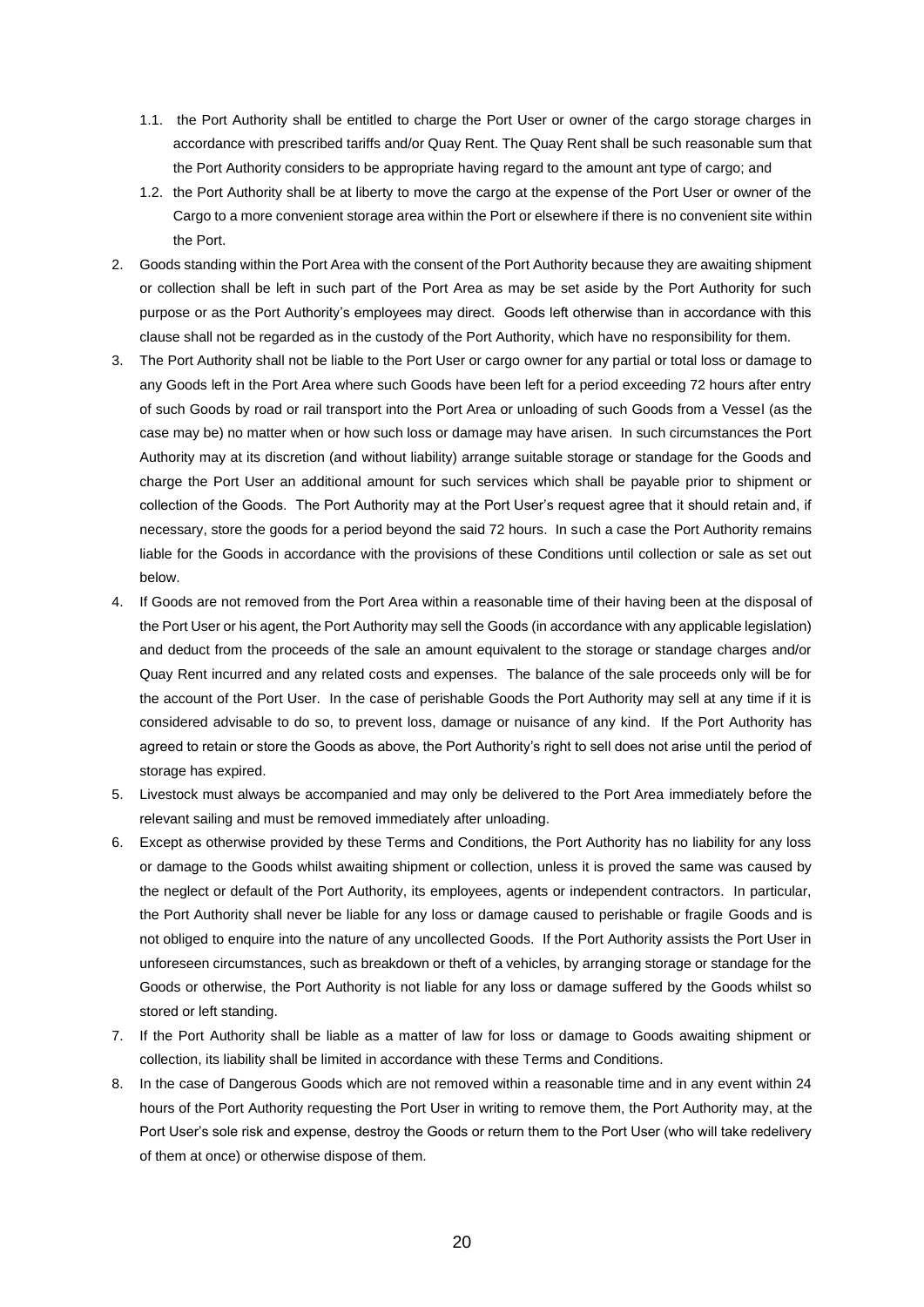1.1. the Port Authority shall be entitled to charge the Port User or owner of the cargo storage charges in accordance with prescribed tariffs and/or Quay Rent. The Quay Rent shall be such reasonable sum that the Port Authority considers to be appropriate having regard to the amount ant type of cargo; and

1.2. the Port Authority shall be at liberty to move the cargo at the expense of the Port User or owner of the Cargo to a more convenient storage area within the Port or elsewhere if there is no convenient site within the Port.

2. Goods standing within the Port Area with the consent of the Port Authority because they are awaiting shipment or collection shall be left in such part of the Port Area as may be set aside by the Port Authority for such purpose or as the Port Authority's employees may direct. Goods left otherwise than in accordance with this clause shall not be regarded as in the custody of the Port Authority, which have no responsibility for them.

3. The Port Authority shall not be liable to the Port User or cargo owner for any partial or total loss or damage to any Goods left in the Port Area where such Goods have been left for a period exceeding 72 hours after entry of such Goods by road or rail transport into the Port Area or unloading of such Goods from a Vessel (as the case may be) no matter when or how such loss or damage may have arisen. In such circumstances the Port Authority may at its discretion (and without liability) arrange suitable storage or standage for the Goods and charge the Port User an additional amount for such services which shall be payable prior to shipment or collection of the Goods. The Port Authority may at the Port User's request agree that it should retain and, if necessary, store the goods for a period beyond the said 72 hours. In such a case the Port Authority remains liable for the Goods in accordance with the provisions of these Conditions until collection or sale as set out below.

4. If Goods are not removed from the Port Area within a reasonable time of their having been at the disposal of the Port User or his agent, the Port Authority may sell the Goods (in accordance with any applicable legislation) and deduct from the proceeds of the sale an amount equivalent to the storage or standage charges and/or Quay Rent incurred and any related costs and expenses. The balance of the sale proceeds only will be for the account of the Port User. In the case of perishable Goods the Port Authority may sell at any time if it is considered advisable to do so, to prevent loss, damage or nuisance of any kind. If the Port Authority has agreed to retain or store the Goods as above, the Port Authority's right to sell does not arise until the period of storage has expired.

5. Livestock must always be accompanied and may only be delivered to the Port Area immediately before the relevant sailing and must be removed immediately after unloading.

6. Except as otherwise provided by these Terms and Conditions, the Port Authority has no liability for any loss or damage to the Goods whilst awaiting shipment or collection, unless it is proved the same was caused by the neglect or default of the Port Authority, its employees, agents or independent contractors. In particular, the Port Authority shall never be liable for any loss or damage caused to perishable or fragile Goods and is not obliged to enquire into the nature of any uncollected Goods. If the Port Authority assists the Port User in unforeseen circumstances, such as breakdown or theft of a vehicles, by arranging storage or standage for the Goods or otherwise, the Port Authority is not liable for any loss or damage suffered by the Goods whilst so stored or left standing.

7. If the Port Authority shall be liable as a matter of law for loss or damage to Goods awaiting shipment or collection, its liability shall be limited in accordance with these Terms and Conditions.

8. In the case of Dangerous Goods which are not removed within a reasonable time and in any event within 24 hours of the Port Authority requesting the Port User in writing to remove them, the Port Authority may, at the Port User's sole risk and expense, destroy the Goods or return them to the Port User (who will take redelivery of them at once) or otherwise dispose of them.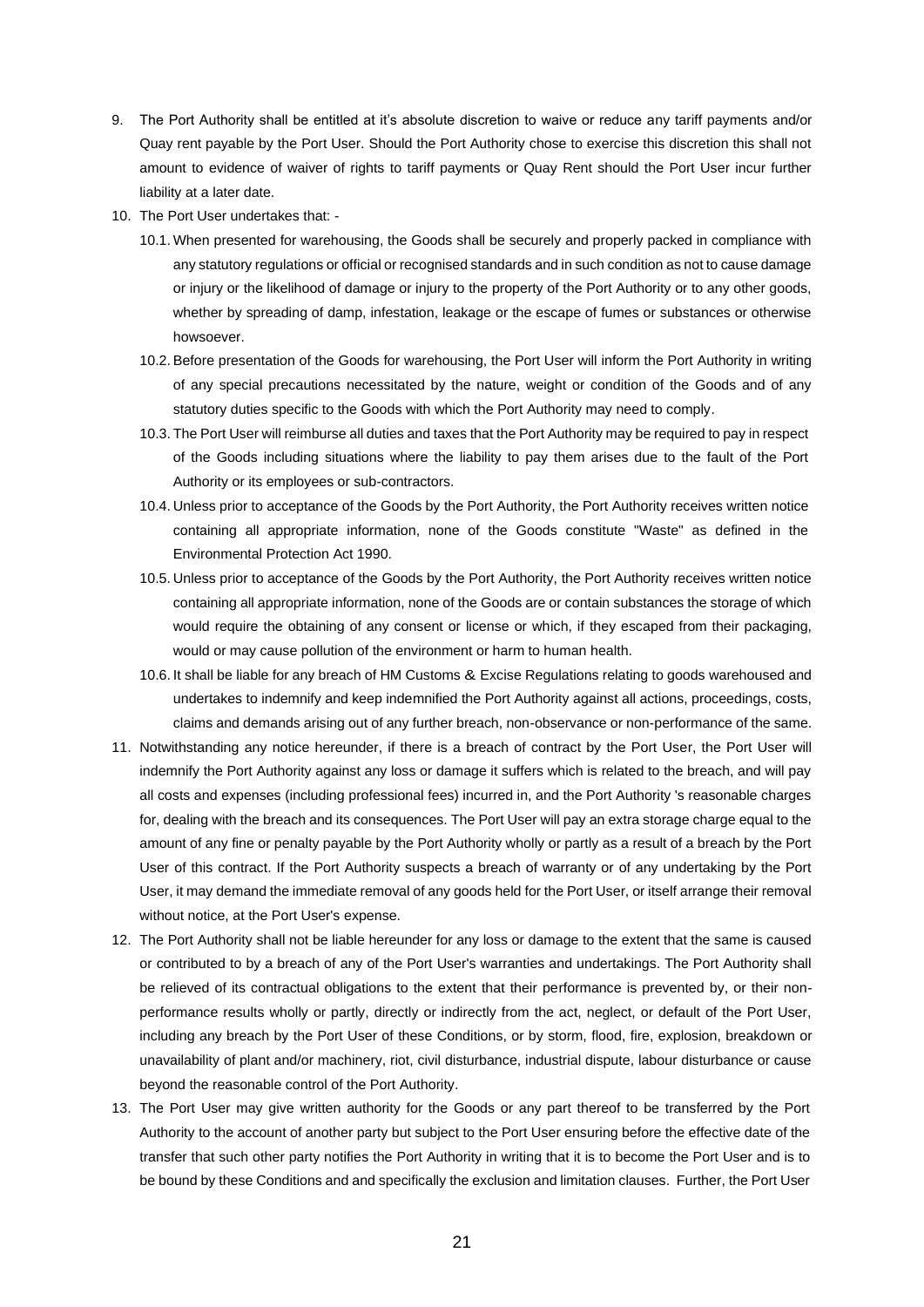9. The Port Authority shall be entitled at it's absolute discretion to waive or reduce any tariff payments and/or Quay rent payable by the Port User. Should the Port Authority chose to exercise this discretion this shall not amount to evidence of waiver of rights to tariff payments or Quay Rent should the Port User incur further liability at a later date.
10. The Port User undertakes that: -
    10.1. When presented for warehousing, the Goods shall be securely and properly packed in compliance with any statutory regulations or official or recognised standards and in such condition as not to cause damage or injury or the likelihood of damage or injury to the property of the Port Authority or to any other goods, whether by spreading of damp, infestation, leakage or the escape of fumes or substances or otherwise howsoever.
    10.2. Before presentation of the Goods for warehousing, the Port User will inform the Port Authority in writing of any special precautions necessitated by the nature, weight or condition of the Goods and of any statutory duties specific to the Goods with which the Port Authority may need to comply.
    10.3. The Port User will reimburse all duties and taxes that the Port Authority may be required to pay in respect of the Goods including situations where the liability to pay them arises due to the fault of the Port Authority or its employees or sub-contractors.
    10.4. Unless prior to acceptance of the Goods by the Port Authority, the Port Authority receives written notice containing all appropriate information, none of the Goods constitute "Waste" as defined in the Environmental Protection Act 1990.
    10.5. Unless prior to acceptance of the Goods by the Port Authority, the Port Authority receives written notice containing all appropriate information, none of the Goods are or contain substances the storage of which would require the obtaining of any consent or license or which, if they escaped from their packaging, would or may cause pollution of the environment or harm to human health.
    10.6. It shall be liable for any breach of HM Customs & Excise Regulations relating to goods warehoused and undertakes to indemnify and keep indemnified the Port Authority against all actions, proceedings, costs, claims and demands arising out of any further breach, non-observance or non-performance of the same.
11. Notwithstanding any notice hereunder, if there is a breach of contract by the Port User, the Port User will indemnify the Port Authority against any loss or damage it suffers which is related to the breach, and will pay all costs and expenses (including professional fees) incurred in, and the Port Authority 's reasonable charges for, dealing with the breach and its consequences. The Port User will pay an extra storage charge equal to the amount of any fine or penalty payable by the Port Authority wholly or partly as a result of a breach by the Port User of this contract. If the Port Authority suspects a breach of warranty or of any undertaking by the Port User, it may demand the immediate removal of any goods held for the Port User, or itself arrange their removal without notice, at the Port User's expense.
12. The Port Authority shall not be liable hereunder for any loss or damage to the extent that the same is caused or contributed to by a breach of any of the Port User's warranties and undertakings. The Port Authority shall be relieved of its contractual obligations to the extent that their performance is prevented by, or their non-performance results wholly or partly, directly or indirectly from the act, neglect, or default of the Port User, including any breach by the Port User of these Conditions, or by storm, flood, fire, explosion, breakdown or unavailability of plant and/or machinery, riot, civil disturbance, industrial dispute, labour disturbance or cause beyond the reasonable control of the Port Authority.
13. The Port User may give written authority for the Goods or any part thereof to be transferred by the Port Authority to the account of another party but subject to the Port User ensuring before the effective date of the transfer that such other party notifies the Port Authority in writing that it is to become the Port User and is to be bound by these Conditions and and specifically the exclusion and limitation clauses. Further, the Port User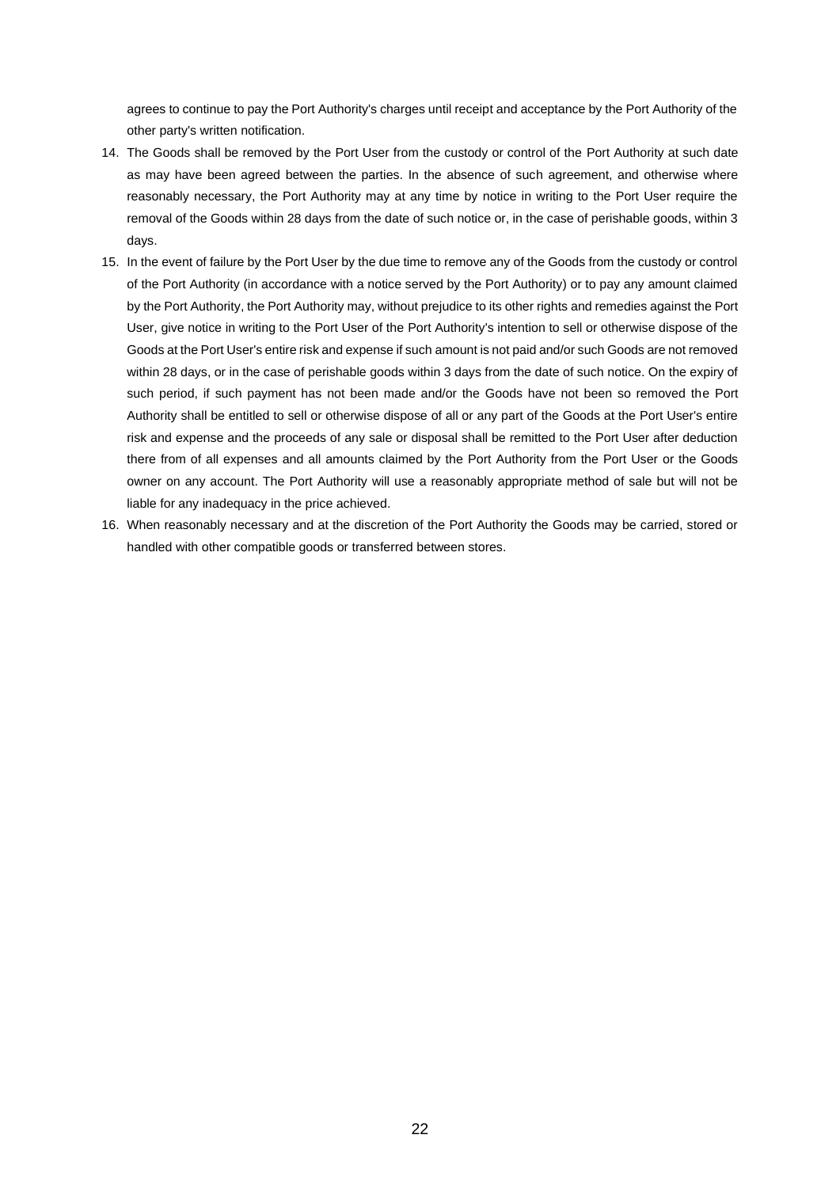agrees to continue to pay the Port Authority's charges until receipt and acceptance by the Port Authority of the other party's written notification.

14. The Goods shall be removed by the Port User from the custody or control of the Port Authority at such date as may have been agreed between the parties. In the absence of such agreement, and otherwise where reasonably necessary, the Port Authority may at any time by notice in writing to the Port User require the removal of the Goods within 28 days from the date of such notice or, in the case of perishable goods, within 3 days.
15. In the event of failure by the Port User by the due time to remove any of the Goods from the custody or control of the Port Authority (in accordance with a notice served by the Port Authority) or to pay any amount claimed by the Port Authority, the Port Authority may, without prejudice to its other rights and remedies against the Port User, give notice in writing to the Port User of the Port Authority's intention to sell or otherwise dispose of the Goods at the Port User's entire risk and expense if such amount is not paid and/or such Goods are not removed within 28 days, or in the case of perishable goods within 3 days from the date of such notice. On the expiry of such period, if such payment has not been made and/or the Goods have not been so removed the Port Authority shall be entitled to sell or otherwise dispose of all or any part of the Goods at the Port User's entire risk and expense and the proceeds of any sale or disposal shall be remitted to the Port User after deduction there from of all expenses and all amounts claimed by the Port Authority from the Port User or the Goods owner on any account. The Port Authority will use a reasonably appropriate method of sale but will not be liable for any inadequacy in the price achieved.
16. When reasonably necessary and at the discretion of the Port Authority the Goods may be carried, stored or handled with other compatible goods or transferred between stores.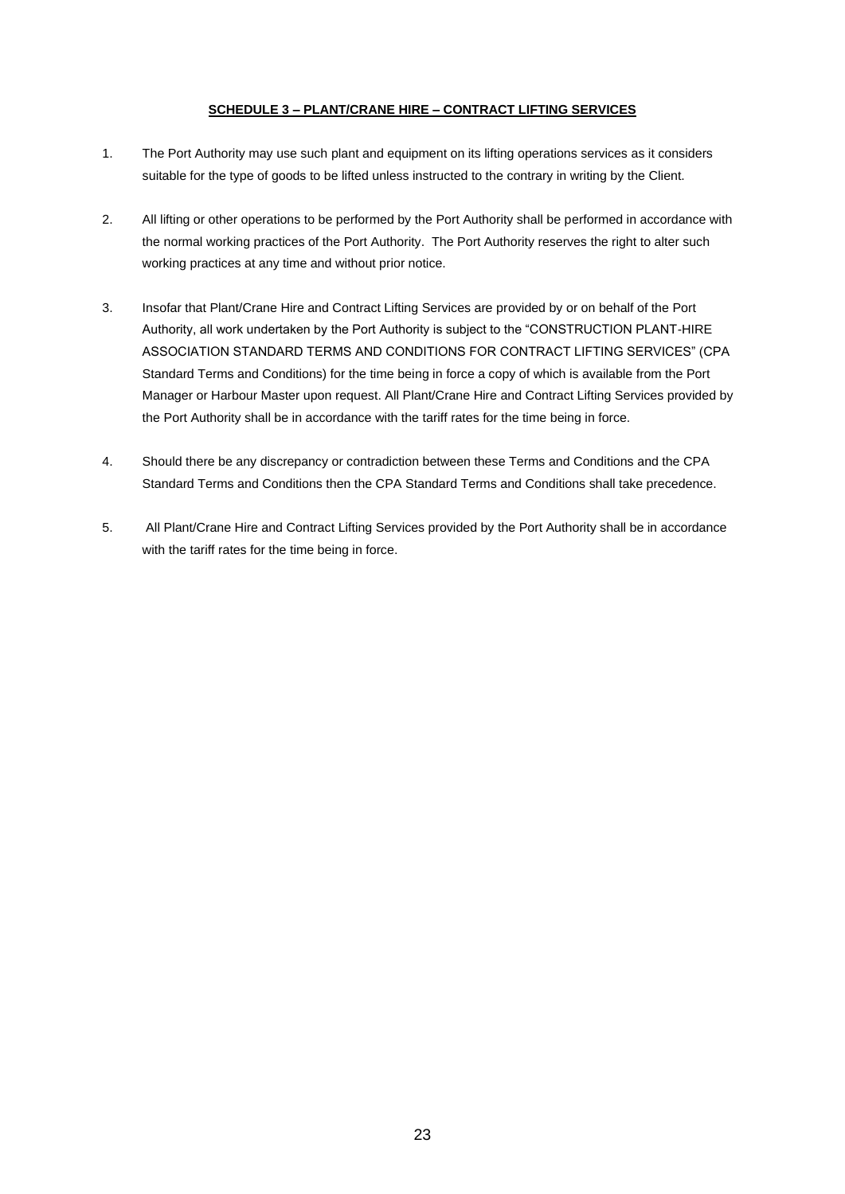## SCHEDULE 3 – PLANT/CRANE HIRE – CONTRACT LIFTING SERVICES

1. The Port Authority may use such plant and equipment on its lifting operations services as it considers suitable for the type of goods to be lifted unless instructed to the contrary in writing by the Client.

2. All lifting or other operations to be performed by the Port Authority shall be performed in accordance with the normal working practices of the Port Authority. The Port Authority reserves the right to alter such working practices at any time and without prior notice.

3. Insofar that Plant/Crane Hire and Contract Lifting Services are provided by or on behalf of the Port Authority, all work undertaken by the Port Authority is subject to the "CONSTRUCTION PLANT-HIRE ASSOCIATION STANDARD TERMS AND CONDITIONS FOR CONTRACT LIFTING SERVICES" (CPA Standard Terms and Conditions) for the time being in force a copy of which is available from the Port Manager or Harbour Master upon request. All Plant/Crane Hire and Contract Lifting Services provided by the Port Authority shall be in accordance with the tariff rates for the time being in force.

4. Should there be any discrepancy or contradiction between these Terms and Conditions and the CPA Standard Terms and Conditions then the CPA Standard Terms and Conditions shall take precedence.

5. All Plant/Crane Hire and Contract Lifting Services provided by the Port Authority shall be in accordance with the tariff rates for the time being in force.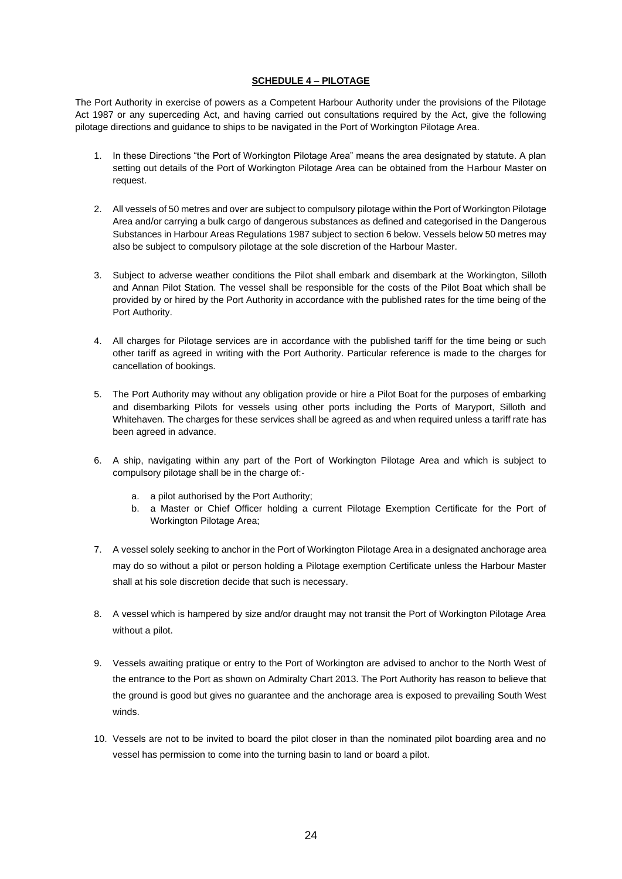## SCHEDULE 4 – PILOTAGE

The Port Authority in exercise of powers as a Competent Harbour Authority under the provisions of the Pilotage Act 1987 or any superceding Act, and having carried out consultations required by the Act, give the following pilotage directions and guidance to ships to be navigated in the Port of Workington Pilotage Area.

1. In these Directions "the Port of Workington Pilotage Area" means the area designated by statute. A plan setting out details of the Port of Workington Pilotage Area can be obtained from the Harbour Master on request.

2. All vessels of 50 metres and over are subject to compulsory pilotage within the Port of Workington Pilotage Area and/or carrying a bulk cargo of dangerous substances as defined and categorised in the Dangerous Substances in Harbour Areas Regulations 1987 subject to section 6 below. Vessels below 50 metres may also be subject to compulsory pilotage at the sole discretion of the Harbour Master.

3. Subject to adverse weather conditions the Pilot shall embark and disembark at the Workington, Silloth and Annan Pilot Station. The vessel shall be responsible for the costs of the Pilot Boat which shall be provided by or hired by the Port Authority in accordance with the published rates for the time being of the Port Authority.

4. All charges for Pilotage services are in accordance with the published tariff for the time being or such other tariff as agreed in writing with the Port Authority. Particular reference is made to the charges for cancellation of bookings.

5. The Port Authority may without any obligation provide or hire a Pilot Boat for the purposes of embarking and disembarking Pilots for vessels using other ports including the Ports of Maryport, Silloth and Whitehaven. The charges for these services shall be agreed as and when required unless a tariff rate has been agreed in advance.

6. A ship, navigating within any part of the Port of Workington Pilotage Area and which is subject to compulsory pilotage shall be in the charge of:-

   a. a pilot authorised by the Port Authority;
   b. a Master or Chief Officer holding a current Pilotage Exemption Certificate for the Port of Workington Pilotage Area;

7. A vessel solely seeking to anchor in the Port of Workington Pilotage Area in a designated anchorage area may do so without a pilot or person holding a Pilotage exemption Certificate unless the Harbour Master shall at his sole discretion decide that such is necessary.

8. A vessel which is hampered by size and/or draught may not transit the Port of Workington Pilotage Area without a pilot.

9. Vessels awaiting pratique or entry to the Port of Workington are advised to anchor to the North West of the entrance to the Port as shown on Admiralty Chart 2013. The Port Authority has reason to believe that the ground is good but gives no guarantee and the anchorage area is exposed to prevailing South West winds.

10. Vessels are not to be invited to board the pilot closer in than the nominated pilot boarding area and no vessel has permission to come into the turning basin to land or board a pilot.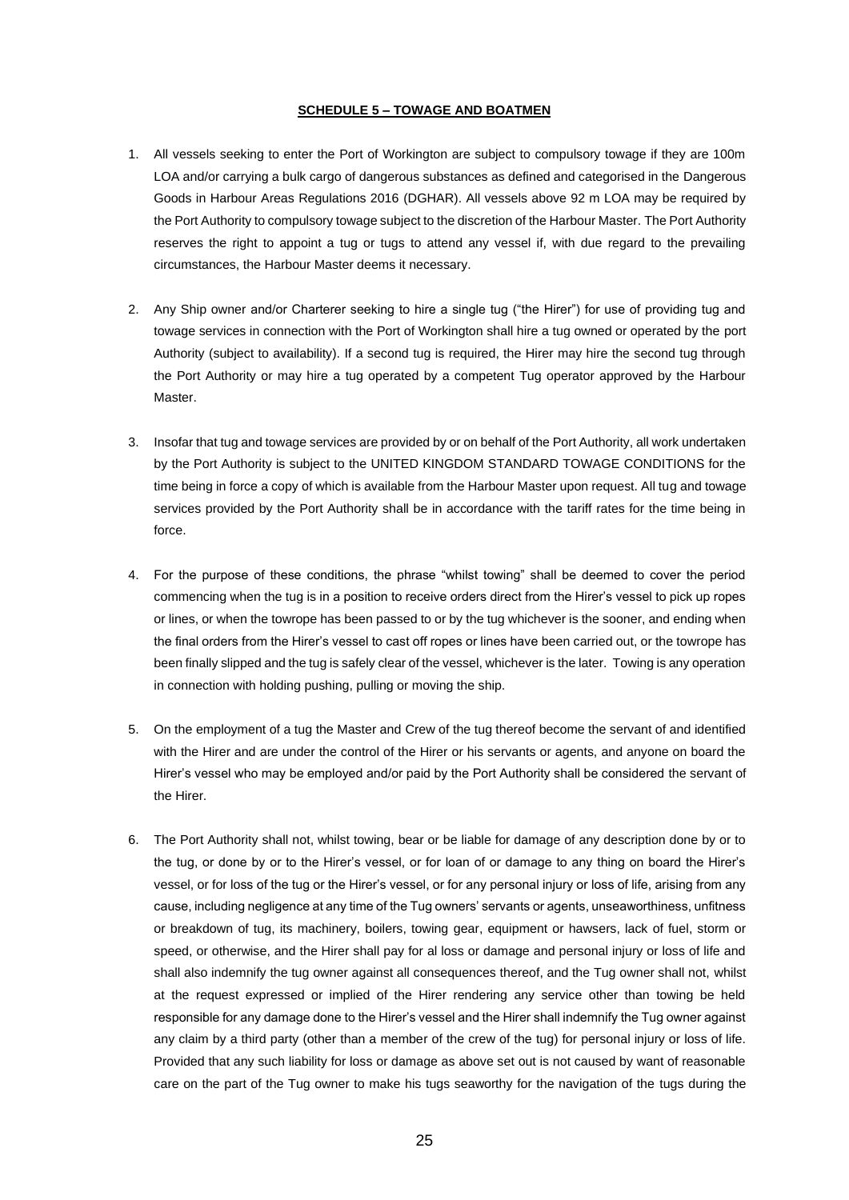**SCHEDULE 5 – TOWAGE AND BOATMEN**

1. All vessels seeking to enter the Port of Workington are subject to compulsory towage if they are 100m LOA and/or carrying a bulk cargo of dangerous substances as defined and categorised in the Dangerous Goods in Harbour Areas Regulations 2016 (DGHAR). All vessels above 92 m LOA may be required by the Port Authority to compulsory towage subject to the discretion of the Harbour Master. The Port Authority reserves the right to appoint a tug or tugs to attend any vessel if, with due regard to the prevailing circumstances, the Harbour Master deems it necessary.

2. Any Ship owner and/or Charterer seeking to hire a single tug ("the Hirer") for use of providing tug and towage services in connection with the Port of Workington shall hire a tug owned or operated by the port Authority (subject to availability). If a second tug is required, the Hirer may hire the second tug through the Port Authority or may hire a tug operated by a competent Tug operator approved by the Harbour Master.

3. Insofar that tug and towage services are provided by or on behalf of the Port Authority, all work undertaken by the Port Authority is subject to the UNITED KINGDOM STANDARD TOWAGE CONDITIONS for the time being in force a copy of which is available from the Harbour Master upon request. All tug and towage services provided by the Port Authority shall be in accordance with the tariff rates for the time being in force.

4. For the purpose of these conditions, the phrase "whilst towing" shall be deemed to cover the period commencing when the tug is in a position to receive orders direct from the Hirer's vessel to pick up ropes or lines, or when the towrope has been passed to or by the tug whichever is the sooner, and ending when the final orders from the Hirer's vessel to cast off ropes or lines have been carried out, or the towrope has been finally slipped and the tug is safely clear of the vessel, whichever is the later. Towing is any operation in connection with holding pushing, pulling or moving the ship.

5. On the employment of a tug the Master and Crew of the tug thereof become the servant of and identified with the Hirer and are under the control of the Hirer or his servants or agents, and anyone on board the Hirer's vessel who may be employed and/or paid by the Port Authority shall be considered the servant of the Hirer.

6. The Port Authority shall not, whilst towing, bear or be liable for damage of any description done by or to the tug, or done by or to the Hirer's vessel, or for loan of or damage to any thing on board the Hirer's vessel, or for loss of the tug or the Hirer's vessel, or for any personal injury or loss of life, arising from any cause, including negligence at any time of the Tug owners' servants or agents, unseaworthiness, unfitness or breakdown of tug, its machinery, boilers, towing gear, equipment or hawsers, lack of fuel, storm or speed, or otherwise, and the Hirer shall pay for al loss or damage and personal injury or loss of life and shall also indemnify the tug owner against all consequences thereof, and the Tug owner shall not, whilst at the request expressed or implied of the Hirer rendering any service other than towing be held responsible for any damage done to the Hirer's vessel and the Hirer shall indemnify the Tug owner against any claim by a third party (other than a member of the crew of the tug) for personal injury or loss of life. Provided that any such liability for loss or damage as above set out is not caused by want of reasonable care on the part of the Tug owner to make his tugs seaworthy for the navigation of the tugs during the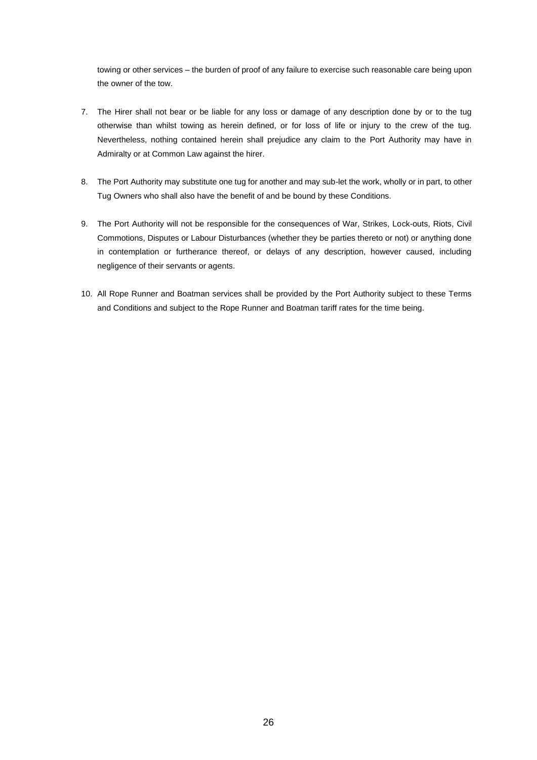towing or other services – the burden of proof of any failure to exercise such reasonable care being upon the owner of the tow.

7. The Hirer shall not bear or be liable for any loss or damage of any description done by or to the tug otherwise than whilst towing as herein defined, or for loss of life or injury to the crew of the tug. Nevertheless, nothing contained herein shall prejudice any claim to the Port Authority may have in Admiralty or at Common Law against the hirer.

8. The Port Authority may substitute one tug for another and may sub-let the work, wholly or in part, to other Tug Owners who shall also have the benefit of and be bound by these Conditions.

9. The Port Authority will not be responsible for the consequences of War, Strikes, Lock-outs, Riots, Civil Commotions, Disputes or Labour Disturbances (whether they be parties thereto or not) or anything done in contemplation or furtherance thereof, or delays of any description, however caused, including negligence of their servants or agents.

10. All Rope Runner and Boatman services shall be provided by the Port Authority subject to these Terms and Conditions and subject to the Rope Runner and Boatman tariff rates for the time being.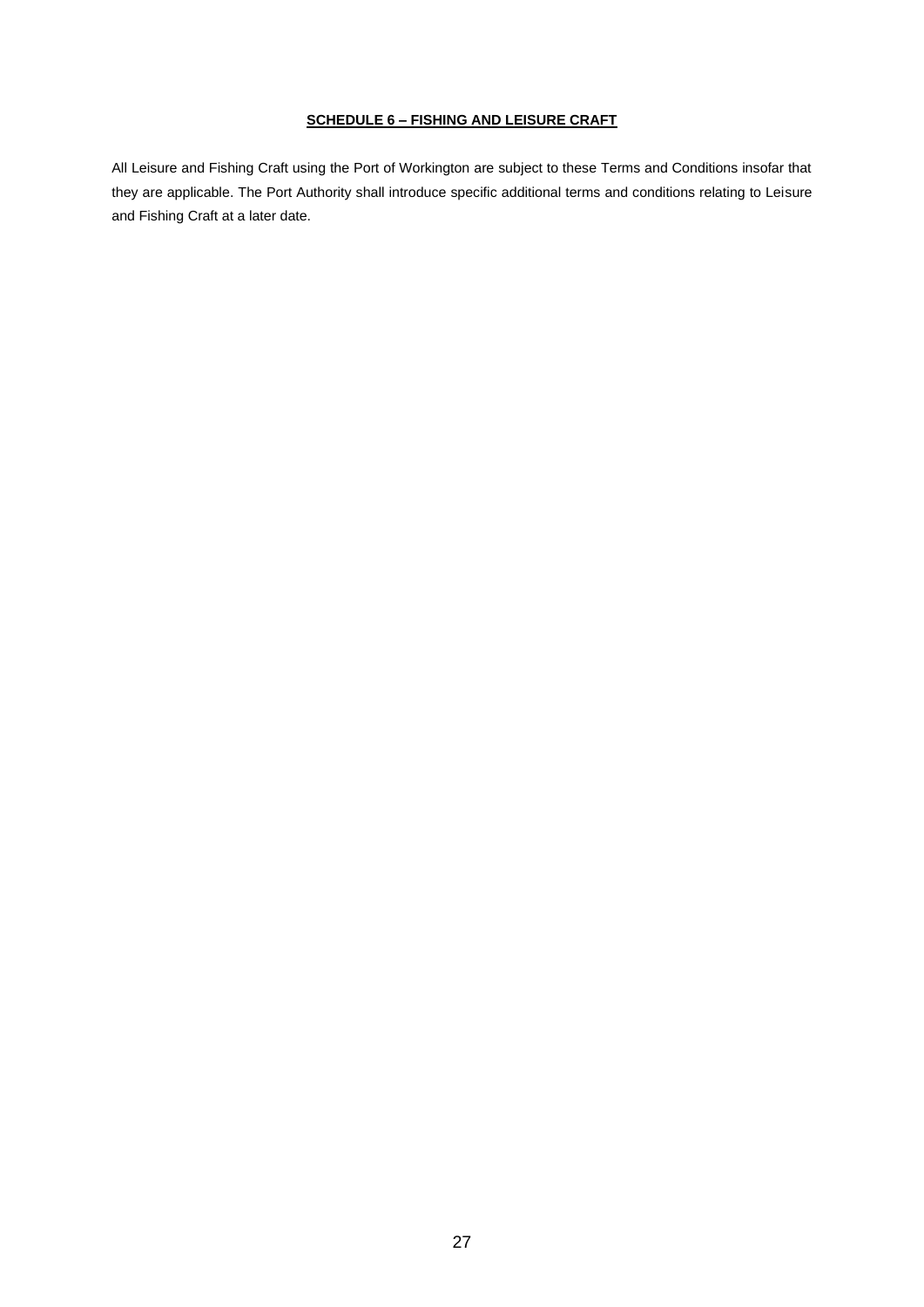## SCHEDULE 6 – FISHING AND LEISURE CRAFT

All Leisure and Fishing Craft using the Port of Workington are subject to these Terms and Conditions insofar that they are applicable. The Port Authority shall introduce specific additional terms and conditions relating to Leisure and Fishing Craft at a later date.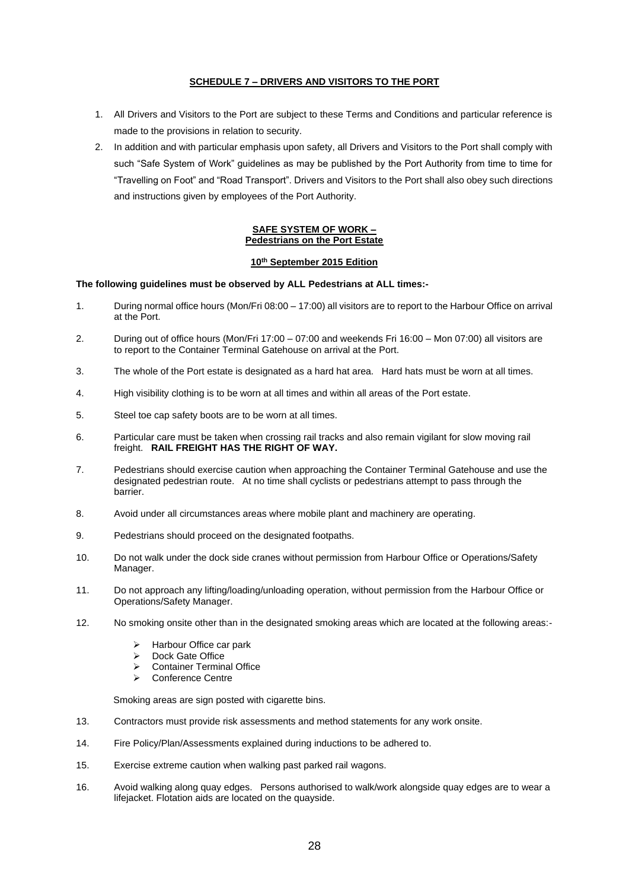## SCHEDULE 7 – DRIVERS AND VISITORS TO THE PORT

1. All Drivers and Visitors to the Port are subject to these Terms and Conditions and particular reference is made to the provisions in relation to security.
2. In addition and with particular emphasis upon safety, all Drivers and Visitors to the Port shall comply with such "Safe System of Work" guidelines as may be published by the Port Authority from time to time for "Travelling on Foot" and "Road Transport". Drivers and Visitors to the Port shall also obey such directions and instructions given by employees of the Port Authority.

### SAFE SYSTEM OF WORK – Pedestrians on the Port Estate

**10th September 2015 Edition**

**The following guidelines must be observed by ALL Pedestrians at ALL times:-**

1. During normal office hours (Mon/Fri 08:00 – 17:00) all visitors are to report to the Harbour Office on arrival at the Port.
2. During out of office hours (Mon/Fri 17:00 – 07:00 and weekends Fri 16:00 – Mon 07:00) all visitors are to report to the Container Terminal Gatehouse on arrival at the Port.
3. The whole of the Port estate is designated as a hard hat area. Hard hats must be worn at all times.
4. High visibility clothing is to be worn at all times and within all areas of the Port estate.
5. Steel toe cap safety boots are to be worn at all times.
6. Particular care must be taken when crossing rail tracks and also remain vigilant for slow moving rail freight. **RAIL FREIGHT HAS THE RIGHT OF WAY.**
7. Pedestrians should exercise caution when approaching the Container Terminal Gatehouse and use the designated pedestrian route. At no time shall cyclists or pedestrians attempt to pass through the barrier.
8. Avoid under all circumstances areas where mobile plant and machinery are operating.
9. Pedestrians should proceed on the designated footpaths.
10. Do not walk under the dock side cranes without permission from Harbour Office or Operations/Safety Manager.
11. Do not approach any lifting/loading/unloading operation, without permission from the Harbour Office or Operations/Safety Manager.
12. No smoking onsite other than in the designated smoking areas which are located at the following areas:-
    - Harbour Office car park
    - Dock Gate Office
    - Container Terminal Office
    - Conference Centre

    Smoking areas are sign posted with cigarette bins.
13. Contractors must provide risk assessments and method statements for any work onsite.
14. Fire Policy/Plan/Assessments explained during inductions to be adhered to.
15. Exercise extreme caution when walking past parked rail wagons.
16. Avoid walking along quay edges. Persons authorised to walk/work alongside quay edges are to wear a lifejacket. Flotation aids are located on the quayside.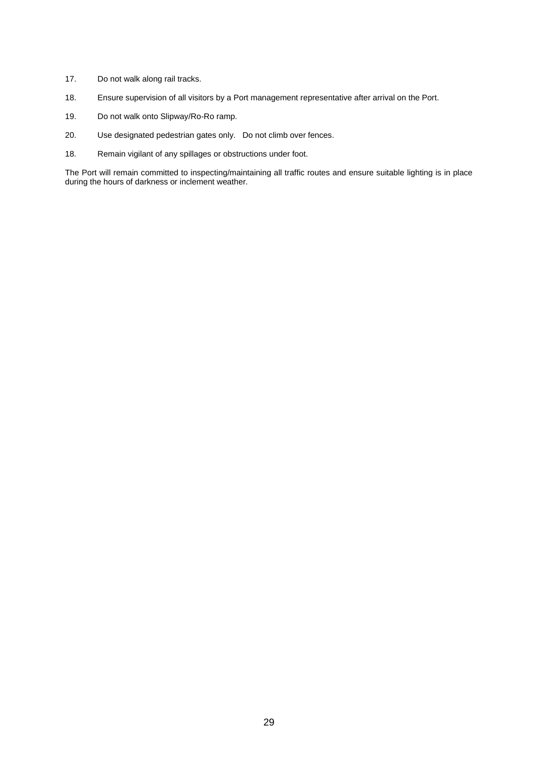17. Do not walk along rail tracks.

18. Ensure supervision of all visitors by a Port management representative after arrival on the Port.

19. Do not walk onto Slipway/Ro-Ro ramp.

20. Use designated pedestrian gates only. Do not climb over fences.

18. Remain vigilant of any spillages or obstructions under foot.

The Port will remain committed to inspecting/maintaining all traffic routes and ensure suitable lighting is in place during the hours of darkness or inclement weather.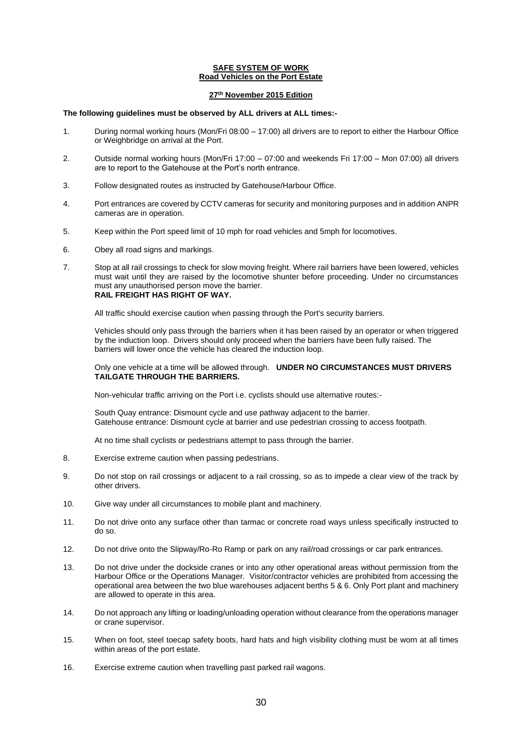**SAFE SYSTEM OF WORK**
**Road Vehicles on the Port Estate**

**27th November 2015 Edition**

**The following guidelines must be observed by ALL drivers at ALL times:-**

1. During normal working hours (Mon/Fri 08:00 – 17:00) all drivers are to report to either the Harbour Office or Weighbridge on arrival at the Port.

2. Outside normal working hours (Mon/Fri 17:00 – 07:00 and weekends Fri 17:00 – Mon 07:00) all drivers are to report to the Gatehouse at the Port's north entrance.

3. Follow designated routes as instructed by Gatehouse/Harbour Office.

4. Port entrances are covered by CCTV cameras for security and monitoring purposes and in addition ANPR cameras are in operation.

5. Keep within the Port speed limit of 10 mph for road vehicles and 5mph for locomotives.

6. Obey all road signs and markings.

7. Stop at all rail crossings to check for slow moving freight. Where rail barriers have been lowered, vehicles must wait until they are raised by the locomotive shunter before proceeding. Under no circumstances must any unauthorised person move the barrier.
   **RAIL FREIGHT HAS RIGHT OF WAY.**

   All traffic should exercise caution when passing through the Port's security barriers.

   Vehicles should only pass through the barriers when it has been raised by an operator or when triggered by the induction loop. Drivers should only proceed when the barriers have been fully raised. The barriers will lower once the vehicle has cleared the induction loop.

   Only one vehicle at a time will be allowed through. **UNDER NO CIRCUMSTANCES MUST DRIVERS TAILGATE THROUGH THE BARRIERS.**

   Non-vehicular traffic arriving on the Port i.e. cyclists should use alternative routes:-

   South Quay entrance: Dismount cycle and use pathway adjacent to the barrier.
   Gatehouse entrance: Dismount cycle at barrier and use pedestrian crossing to access footpath.

   At no time shall cyclists or pedestrians attempt to pass through the barrier.

8. Exercise extreme caution when passing pedestrians.

9. Do not stop on rail crossings or adjacent to a rail crossing, so as to impede a clear view of the track by other drivers.

10. Give way under all circumstances to mobile plant and machinery.

11. Do not drive onto any surface other than tarmac or concrete road ways unless specifically instructed to do so.

12. Do not drive onto the Slipway/Ro-Ro Ramp or park on any rail/road crossings or car park entrances.

13. Do not drive under the dockside cranes or into any other operational areas without permission from the Harbour Office or the Operations Manager. Visitor/contractor vehicles are prohibited from accessing the operational area between the two blue warehouses adjacent berths 5 & 6. Only Port plant and machinery are allowed to operate in this area.

14. Do not approach any lifting or loading/unloading operation without clearance from the operations manager or crane supervisor.

15. When on foot, steel toecap safety boots, hard hats and high visibility clothing must be worn at all times within areas of the port estate.

16. Exercise extreme caution when travelling past parked rail wagons.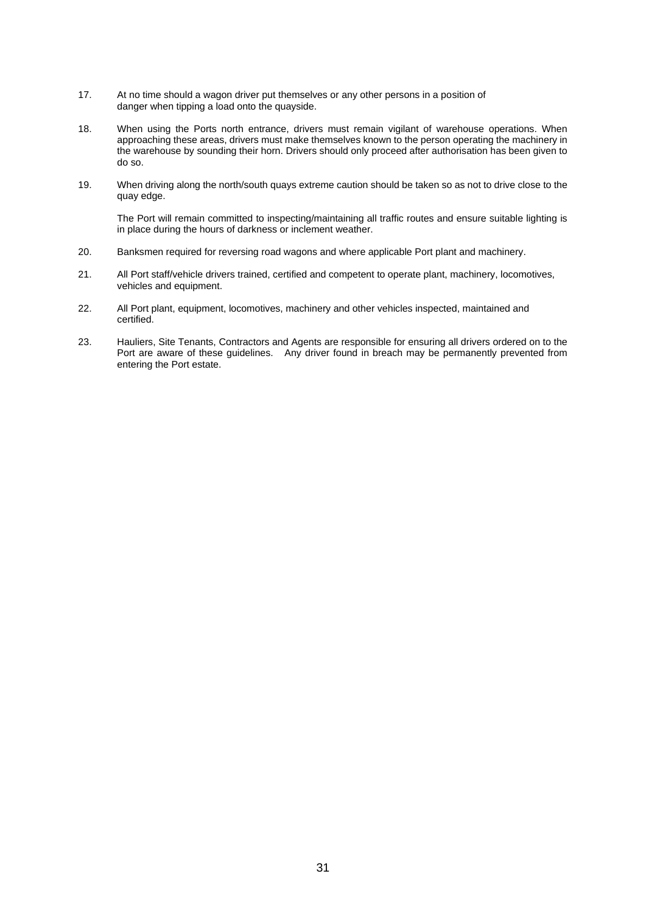17. At no time should a wagon driver put themselves or any other persons in a position of danger when tipping a load onto the quayside.

18. When using the Ports north entrance, drivers must remain vigilant of warehouse operations. When approaching these areas, drivers must make themselves known to the person operating the machinery in the warehouse by sounding their horn. Drivers should only proceed after authorisation has been given to do so.

19. When driving along the north/south quays extreme caution should be taken so as not to drive close to the quay edge.

    The Port will remain committed to inspecting/maintaining all traffic routes and ensure suitable lighting is in place during the hours of darkness or inclement weather.

20. Banksmen required for reversing road wagons and where applicable Port plant and machinery.

21. All Port staff/vehicle drivers trained, certified and competent to operate plant, machinery, locomotives, vehicles and equipment.

22. All Port plant, equipment, locomotives, machinery and other vehicles inspected, maintained and certified.

23. Hauliers, Site Tenants, Contractors and Agents are responsible for ensuring all drivers ordered on to the Port are aware of these guidelines. Any driver found in breach may be permanently prevented from entering the Port estate.